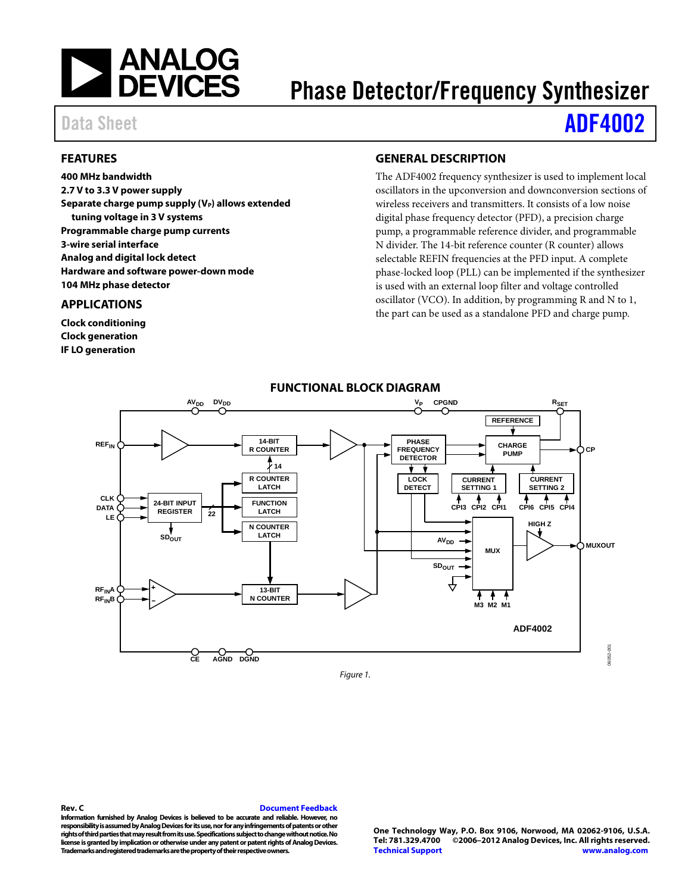# Phase Detector/Frequency Synthesizer

Data Sheet **ADF4002**

## FEATURES

**400 MHz bandwidth**
**2.7 V to 3.3 V power supply**
**Separate charge pump supply ($V_P$) allows extended tuning voltage in 3 V systems**
**Programmable charge pump currents**
**3-wire serial interface**
**Analog and digital lock detect**
**Hardware and software power-down mode**
**104 MHz phase detector**

## APPLICATIONS

**Clock conditioning**
**Clock generation**
**IF LO generation**

## GENERAL DESCRIPTION

The ADF4002 frequency synthesizer is used to implement local oscillators in the upconversion and downconversion sections of wireless receivers and transmitters. It consists of a low noise digital phase frequency detector (PFD), a precision charge pump, a programmable reference divider, and programmable N divider. The 14-bit reference counter (R counter) allows selectable REFIN frequencies at the PFD input. A complete phase-locked loop (PLL) can be implemented if the synthesizer is used with an external loop filter and voltage controlled oscillator (VCO). In addition, by programming R and N to 1, the part can be used as a standalone PFD and charge pump.

## FUNCTIONAL BLOCK DIAGRAM

Figure 1.

Rev. C

Document Feedback

Information furnished by Analog Devices is believed to be accurate and reliable. However, no responsibility is assumed by Analog Devices for its use, nor for any infringements of patents or other rights of third parties that may result from its use. Specifications subject to change without notice. No license is granted by implication or otherwise under any patent or patent rights of Analog Devices. Trademarks and registered trademarks are the property of their respective owners.

One Technology Way, P.O. Box 9106, Norwood, MA 02062-9106, U.S.A.
Tel: 781.329.4700 ©2006–2012 Analog Devices, Inc. All rights reserved.
Technical Support www.analog.com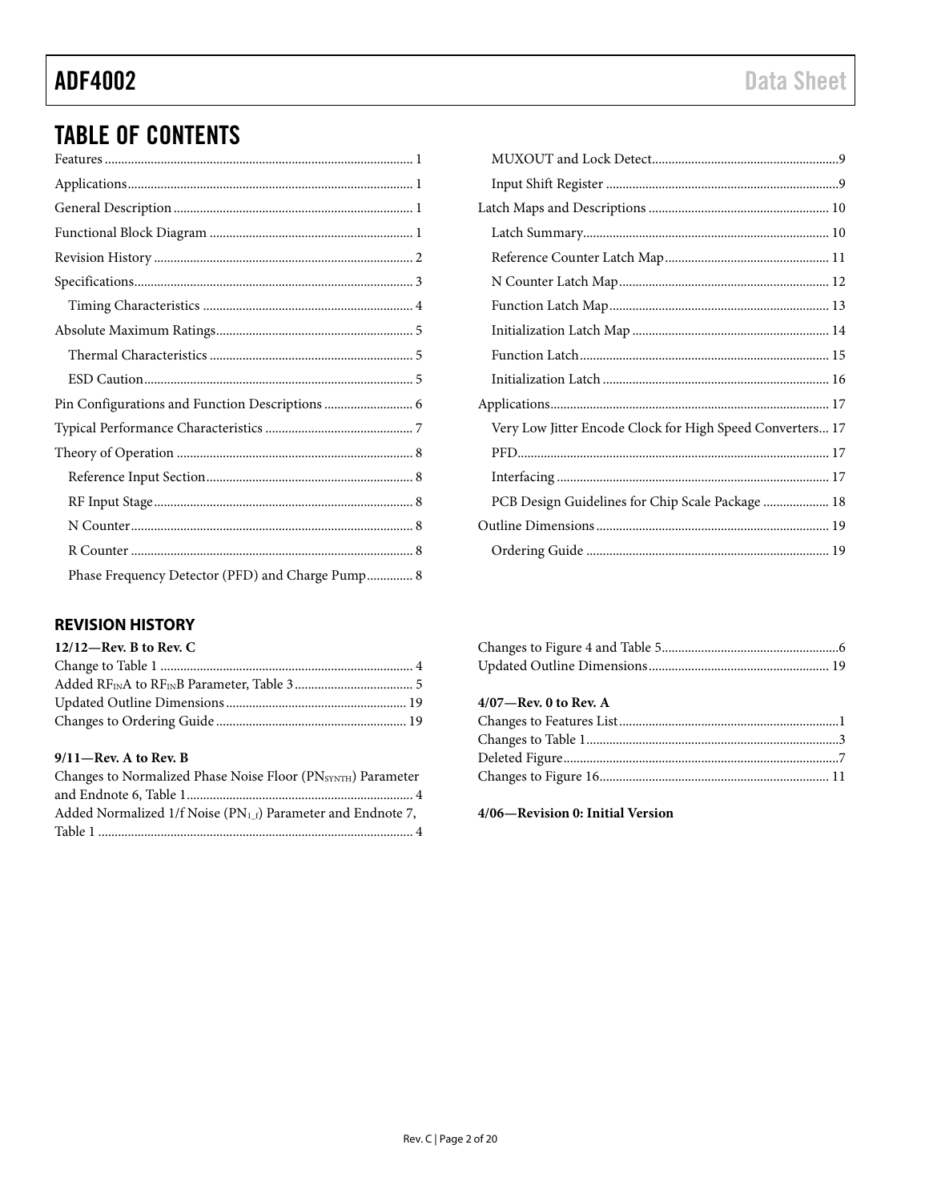## TABLE OF CONTENTS

Features ... 1
Applications ... 1
General Description ... 1
Functional Block Diagram ... 1
Revision History ... 2
Specifications ... 3
- Timing Characteristics ... 4

Absolute Maximum Ratings ... 5
- Thermal Characteristics ... 5
- ESD Caution ... 5

Pin Configurations and Function Descriptions ... 6
Typical Performance Characteristics ... 7
Theory of Operation ... 8
- Reference Input Section ... 8
- RF Input Stage ... 8
- N Counter ... 8
- R Counter ... 8
- Phase Frequency Detector (PFD) and Charge Pump ... 8
- MUXOUT and Lock Detect ... 9
- Input Shift Register ... 9

Latch Maps and Descriptions ... 10
- Latch Summary ... 10
- Reference Counter Latch Map ... 11
- N Counter Latch Map ... 12
- Function Latch Map ... 13
- Initialization Latch Map ... 14
- Function Latch ... 15
- Initialization Latch ... 16

Applications ... 17
- Very Low Jitter Encode Clock for High Speed Converters ... 17
- PFD ... 17
- Interfacing ... 17
- PCB Design Guidelines for Chip Scale Package ... 18

Outline Dimensions ... 19
- Ordering Guide ... 19

### REVISION HISTORY

**12/12—Rev. B to Rev. C**

Change to Table 1 ... 4
Added $RF_{IN}A$ to $RF_{IN}B$ Parameter, Table 3 ... 5
Updated Outline Dimensions ... 19
Changes to Ordering Guide ... 19

**9/11—Rev. A to Rev. B**

Changes to Normalized Phase Noise Floor ($PN_{SYNTH}$) Parameter and Endnote 6, Table 1 ... 4
Added Normalized 1/f Noise ($PN_{1\_f}$) Parameter and Endnote 7, Table 1 ... 4
Changes to Figure 4 and Table 5 ... 6
Updated Outline Dimensions ... 19

**4/07—Rev. 0 to Rev. A**

Changes to Features List ... 1
Changes to Table 1 ... 3
Deleted Figure ... 7
Changes to Figure 16 ... 11

**4/06—Revision 0: Initial Version**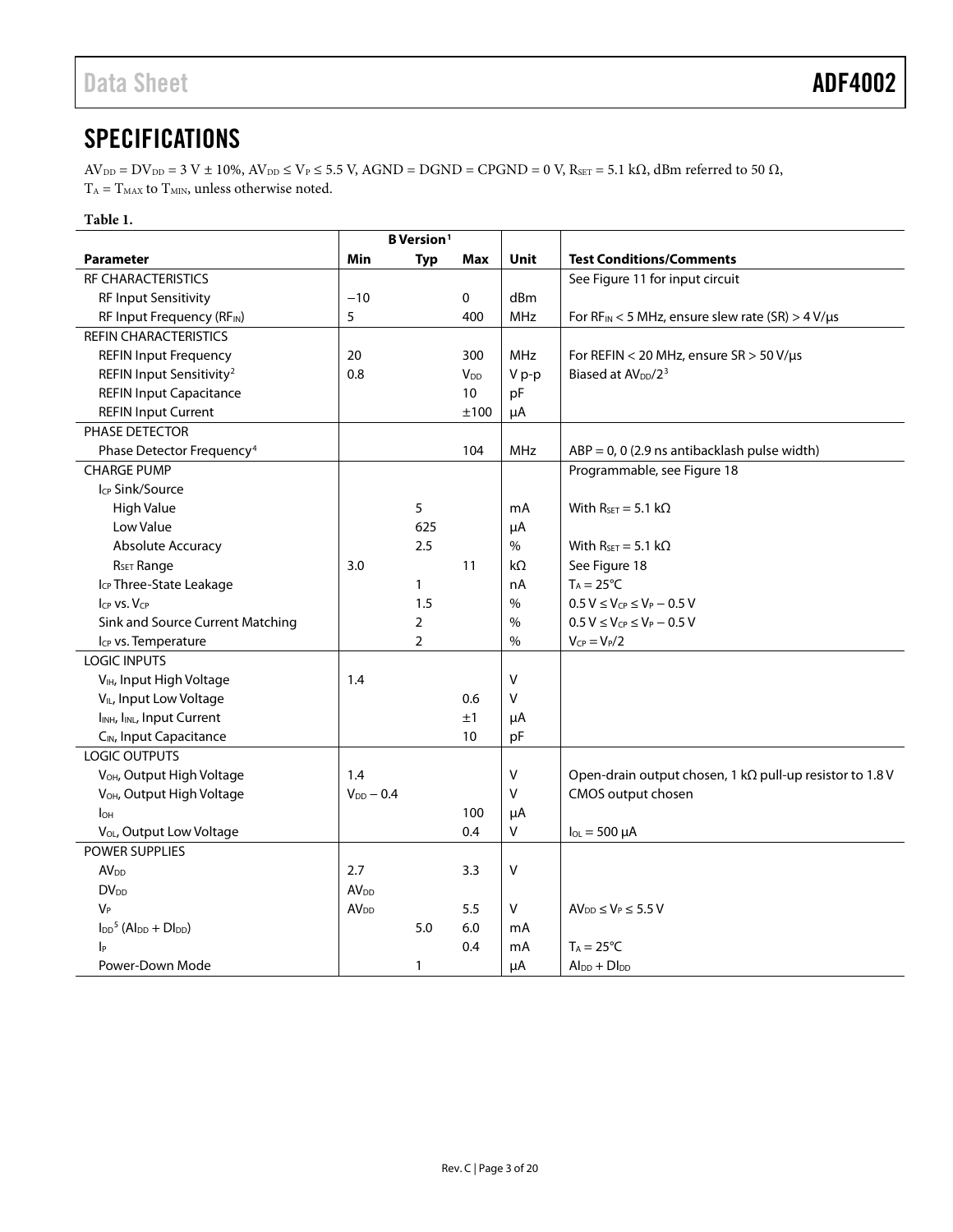## SPECIFICATIONS

$AV_{DD} = DV_{DD} = 3$ V ± 10%, $AV_{DD} \leq V_P \leq 5.5$ V, AGND = DGND = CPGND = 0 V, $R_{SET} = 5.1$ kΩ, dBm referred to 50 Ω, $T_A = T_{MAX}$ to $T_{MIN}$, unless otherwise noted.

**Table 1.**

| Parameter | B Version[1] Min | Typ | Max | Unit | Test Conditions/Comments |
|---|---|---|---|---|---|
| RF CHARACTERISTICS | | | | | See Figure 11 for input circuit |
| RF Input Sensitivity | −10 | | 0 | dBm | |
| RF Input Frequency ($RF_{IN}$) | 5 | | 400 | MHz | For $RF_{IN}$ < 5 MHz, ensure slew rate (SR) > 4 V/μs |
| REFIN CHARACTERISTICS | | | | | |
| REFIN Input Frequency | 20 | | 300 | MHz | For REFIN < 20 MHz, ensure SR > 50 V/μs |
| REFIN Input Sensitivity[2] | 0.8 | | $V_{DD}$ | V p-p | Biased at $AV_{DD}/2$[3] |
| REFIN Input Capacitance | | | 10 | pF | |
| REFIN Input Current | | | ±100 | μA | |
| PHASE DETECTOR | | | | | |
| Phase Detector Frequency[4] | | | 104 | MHz | ABP = 0, 0 (2.9 ns antibacklash pulse width) |
| CHARGE PUMP | | | | | Programmable, see Figure 18 |
| $I_{CP}$ Sink/Source | | | | | |
| High Value | | 5 | | mA | With $R_{SET} = 5.1$ kΩ |
| Low Value | | 625 | | μA | |
| Absolute Accuracy | | 2.5 | | % | With $R_{SET} = 5.1$ kΩ |
| $R_{SET}$ Range | 3.0 | | 11 | kΩ | See Figure 18 |
| $I_{CP}$ Three-State Leakage | | 1 | | nA | $T_A = 25°C$ |
| $I_{CP}$ vs. $V_{CP}$ | | 1.5 | | % | $0.5\ V \leq V_{CP} \leq V_P - 0.5\ V$ |
| Sink and Source Current Matching | | 2 | | % | $0.5\ V \leq V_{CP} \leq V_P - 0.5\ V$ |
| $I_{CP}$ vs. Temperature | | 2 | | % | $V_{CP} = V_P/2$ |
| LOGIC INPUTS | | | | | |
| $V_{IH}$, Input High Voltage | 1.4 | | | V | |
| $V_{IL}$, Input Low Voltage | | | 0.6 | V | |
| $I_{INH}$, $I_{INL}$, Input Current | | | ±1 | μA | |
| $C_{IN}$, Input Capacitance | | | 10 | pF | |
| LOGIC OUTPUTS | | | | | |
| $V_{OH}$, Output High Voltage | 1.4 | | | V | Open-drain output chosen, 1 kΩ pull-up resistor to 1.8 V |
| $V_{OH}$, Output High Voltage | $V_{DD} - 0.4$ | | | V | CMOS output chosen |
| $I_{OH}$ | | | 100 | μA | |
| $V_{OL}$, Output Low Voltage | | | 0.4 | V | $I_{OL} = 500$ μA |
| POWER SUPPLIES | | | | | |
| $AV_{DD}$ | 2.7 | | 3.3 | V | |
| $DV_{DD}$ | $AV_{DD}$ | | | | |
| $V_P$ | $AV_{DD}$ | | 5.5 | V | $AV_{DD} \leq V_P \leq 5.5$ V |
| $I_{DD}$[5] ($AI_{DD} + DI_{DD}$) | | 5.0 | 6.0 | mA | |
| $I_P$ | | | 0.4 | mA | $T_A = 25°C$ |
| Power-Down Mode | | 1 | | μA | $AI_{DD} + DI_{DD}$ |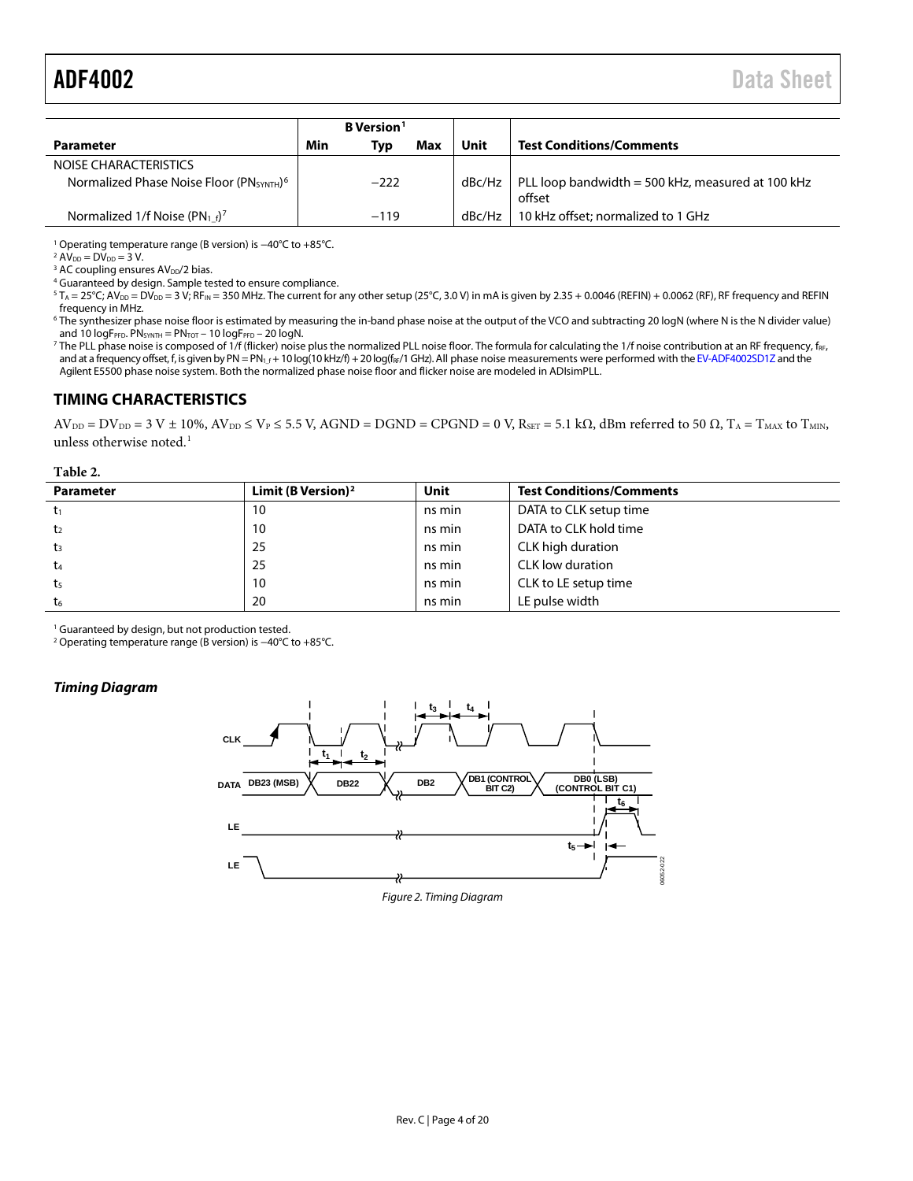| Parameter | B Version[1] | | | Unit | Test Conditions/Comments |
|---|---|---|---|---|---|
| | Min | Typ | Max | | |
| NOISE CHARACTERISTICS | | | | | |
| Normalized Phase Noise Floor ($PN_{SYNTH}$)[6] | | −222 | | dBc/Hz | PLL loop bandwidth = 500 kHz, measured at 100 kHz offset |
| Normalized 1/f Noise ($PN_{1\_f}$)[7] | | −119 | | dBc/Hz | 10 kHz offset; normalized to 1 GHz |

[1] Operating temperature range (B version) is −40°C to +85°C.
[2] $AV_{DD} = DV_{DD} = 3$ V.
[3] AC coupling ensures $AV_{DD}/2$ bias.
[4] Guaranteed by design. Sample tested to ensure compliance.
[5] $T_A = 25°C$; $AV_{DD} = DV_{DD} = 3$ V; $RF_{IN} = 350$ MHz. The current for any other setup (25°C, 3.0 V) in mA is given by 2.35 + 0.0046 (REFIN) + 0.0062 (RF), RF frequency and REFIN frequency in MHz.
[6] The synthesizer phase noise floor is estimated by measuring the in-band phase noise at the output of the VCO and subtracting 20 logN (where N is the N divider value) and 10 log$F_{PFD}$. $PN_{SYNTH} = PN_{TOT} - 10\log F_{PFD} - 20\log N$.
[7] The PLL phase noise is composed of 1/f (flicker) noise plus the normalized PLL noise floor. The formula for calculating the 1/f noise contribution at an RF frequency, $f_{RF}$, and at a frequency offset, f, is given by $PN = PN_{1\_f} + 10\log(10\text{ kHz}/f) + 20\log(f_{RF}/1\text{ GHz})$. All phase noise measurements were performed with the EV-ADF4002SD1Z and the Agilent E5500 phase noise system. Both the normalized phase noise floor and flicker noise are modeled in ADIsimPLL.

## TIMING CHARACTERISTICS

$AV_{DD} = DV_{DD} = 3\text{ V} \pm 10\%$, $AV_{DD} \leq V_P \leq 5.5$ V, AGND = DGND = CPGND = 0 V, $R_{SET} = 5.1\text{ k}\Omega$, dBm referred to 50 Ω, $T_A = T_{MAX}$ to $T_{MIN}$, unless otherwise noted.[1]

**Table 2.**

| Parameter | Limit (B Version)[2] | Unit | Test Conditions/Comments |
|---|---|---|---|
| $t_1$ | 10 | ns min | DATA to CLK setup time |
| $t_2$ | 10 | ns min | DATA to CLK hold time |
| $t_3$ | 25 | ns min | CLK high duration |
| $t_4$ | 25 | ns min | CLK low duration |
| $t_5$ | 10 | ns min | CLK to LE setup time |
| $t_6$ | 20 | ns min | LE pulse width |

[1] Guaranteed by design, but not production tested.
[2] Operating temperature range (B version) is −40°C to +85°C.

### *Timing Diagram*

*Figure 2. Timing Diagram*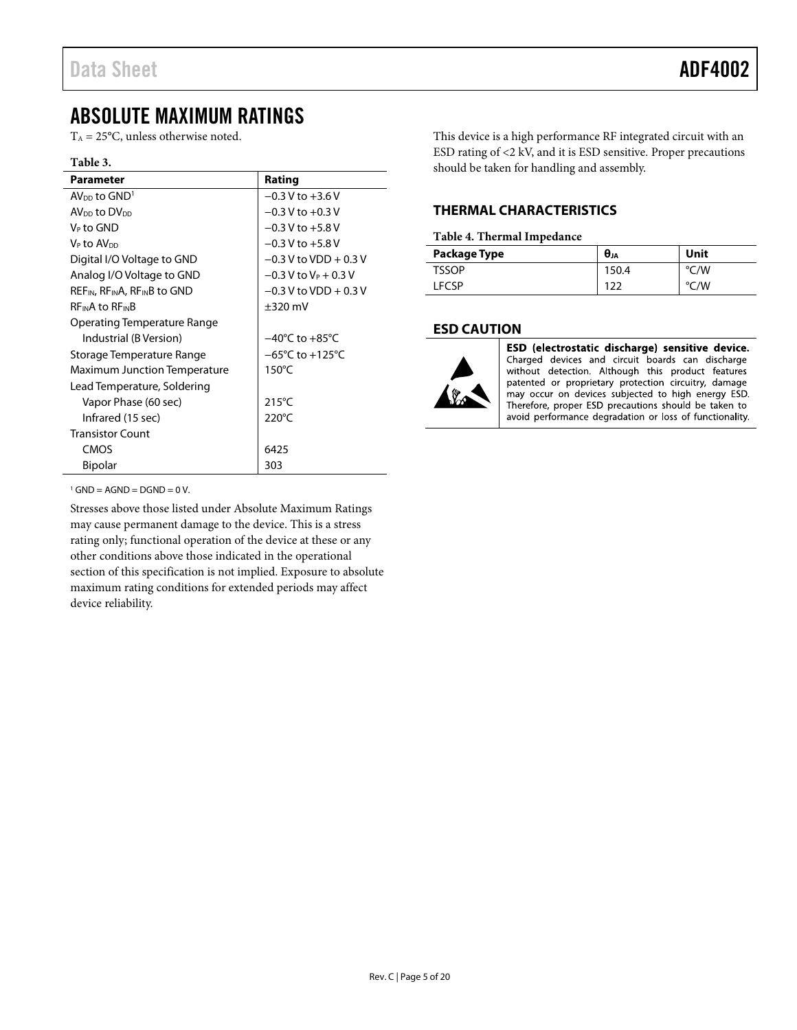# ABSOLUTE MAXIMUM RATINGS

$T_A$ = 25°C, unless otherwise noted.

**Table 3.**

| Parameter | Rating |
|---|---|
| $AV_{DD}$ to GND[1] | −0.3 V to +3.6 V |
| $AV_{DD}$ to $DV_{DD}$ | −0.3 V to +0.3 V |
| $V_P$ to GND | −0.3 V to +5.8 V |
| $V_P$ to $AV_{DD}$ | −0.3 V to +5.8 V |
| Digital I/O Voltage to GND | −0.3 V to VDD + 0.3 V |
| Analog I/O Voltage to GND | −0.3 V to $V_P$ + 0.3 V |
| $REF_{IN}$, $RF_{IN}A$, $RF_{IN}B$ to GND | −0.3 V to VDD + 0.3 V |
| $RF_{IN}A$ to $RF_{IN}B$ | ±320 mV |
| Operating Temperature Range | |
| Industrial (B Version) | −40°C to +85°C |
| Storage Temperature Range | −65°C to +125°C |
| Maximum Junction Temperature | 150°C |
| Lead Temperature, Soldering | |
| Vapor Phase (60 sec) | 215°C |
| Infrared (15 sec) | 220°C |
| Transistor Count | |
| CMOS | 6425 |
| Bipolar | 303 |

[1] GND = AGND = DGND = 0 V.

Stresses above those listed under Absolute Maximum Ratings may cause permanent damage to the device. This is a stress rating only; functional operation of the device at these or any other conditions above those indicated in the operational section of this specification is not implied. Exposure to absolute maximum rating conditions for extended periods may affect device reliability.

This device is a high performance RF integrated circuit with an ESD rating of <2 kV, and it is ESD sensitive. Proper precautions should be taken for handling and assembly.

## THERMAL CHARACTERISTICS

**Table 4. Thermal Impedance**

| Package Type | $\theta_{JA}$ | Unit |
|---|---|---|
| TSSOP | 150.4 | °C/W |
| LFCSP | 122 | °C/W |

## ESD CAUTION

**ESD (electrostatic discharge) sensitive device.** Charged devices and circuit boards can discharge without detection. Although this product features patented or proprietary protection circuitry, damage may occur on devices subjected to high energy ESD. Therefore, proper ESD precautions should be taken to avoid performance degradation or loss of functionality.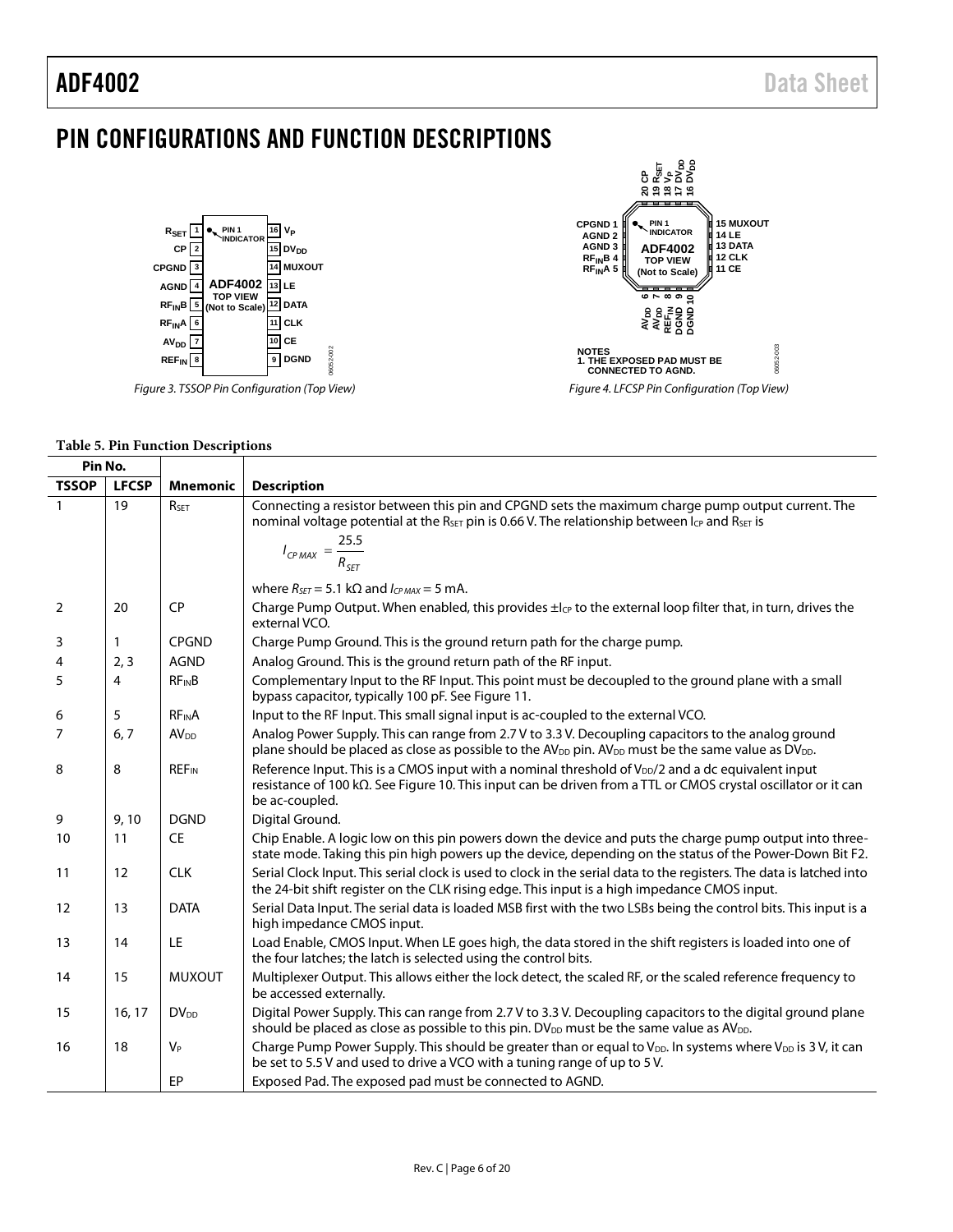# PIN CONFIGURATIONS AND FUNCTION DESCRIPTIONS

Figure 3. TSSOP Pin Configuration (Top View)

NOTES
1. THE EXPOSED PAD MUST BE CONNECTED TO AGND.

Figure 4. LFCSP Pin Configuration (Top View)

**Table 5. Pin Function Descriptions**

| Pin No. | | | |
|---|---|---|---|
| **TSSOP** | **LFCSP** | **Mnemonic** | **Description** |
| 1 | 19 | $R_{SET}$ | Connecting a resistor between this pin and CPGND sets the maximum charge pump output current. The nominal voltage potential at the $R_{SET}$ pin is 0.66 V. The relationship between $I_{CP}$ and $R_{SET}$ is $I_{CP\,MAX} = \frac{25.5}{R_{SET}}$ where $R_{SET}$ = 5.1 kΩ and $I_{CP\,MAX}$ = 5 mA. |
| 2 | 20 | CP | Charge Pump Output. When enabled, this provides $\pm I_{CP}$ to the external loop filter that, in turn, drives the external VCO. |
| 3 | 1 | CPGND | Charge Pump Ground. This is the ground return path for the charge pump. |
| 4 | 2, 3 | AGND | Analog Ground. This is the ground return path of the RF input. |
| 5 | 4 | $RF_{IN}B$ | Complementary Input to the RF Input. This point must be decoupled to the ground plane with a small bypass capacitor, typically 100 pF. See Figure 11. |
| 6 | 5 | $RF_{IN}A$ | Input to the RF Input. This small signal input is ac-coupled to the external VCO. |
| 7 | 6, 7 | $AV_{DD}$ | Analog Power Supply. This can range from 2.7 V to 3.3 V. Decoupling capacitors to the analog ground plane should be placed as close as possible to the $AV_{DD}$ pin. $AV_{DD}$ must be the same value as $DV_{DD}$. |
| 8 | 8 | $REF_{IN}$ | Reference Input. This is a CMOS input with a nominal threshold of $V_{DD}/2$ and a dc equivalent input resistance of 100 kΩ. See Figure 10. This input can be driven from a TTL or CMOS crystal oscillator or it can be ac-coupled. |
| 9 | 9, 10 | DGND | Digital Ground. |
| 10 | 11 | CE | Chip Enable. A logic low on this pin powers down the device and puts the charge pump output into three-state mode. Taking this pin high powers up the device, depending on the status of the Power-Down Bit F2. |
| 11 | 12 | CLK | Serial Clock Input. This serial clock is used to clock in the serial data to the registers. The data is latched into the 24-bit shift register on the CLK rising edge. This input is a high impedance CMOS input. |
| 12 | 13 | DATA | Serial Data Input. The serial data is loaded MSB first with the two LSBs being the control bits. This input is a high impedance CMOS input. |
| 13 | 14 | LE | Load Enable, CMOS Input. When LE goes high, the data stored in the shift registers is loaded into one of the four latches; the latch is selected using the control bits. |
| 14 | 15 | MUXOUT | Multiplexer Output. This allows either the lock detect, the scaled RF, or the scaled reference frequency to be accessed externally. |
| 15 | 16, 17 | $DV_{DD}$ | Digital Power Supply. This can range from 2.7 V to 3.3 V. Decoupling capacitors to the digital ground plane should be placed as close as possible to this pin. $DV_{DD}$ must be the same value as $AV_{DD}$. |
| 16 | 18 | $V_P$ | Charge Pump Power Supply. This should be greater than or equal to $V_{DD}$. In systems where $V_{DD}$ is 3 V, it can be set to 5.5 V and used to drive a VCO with a tuning range of up to 5 V. |
| | | EP | Exposed Pad. The exposed pad must be connected to AGND. |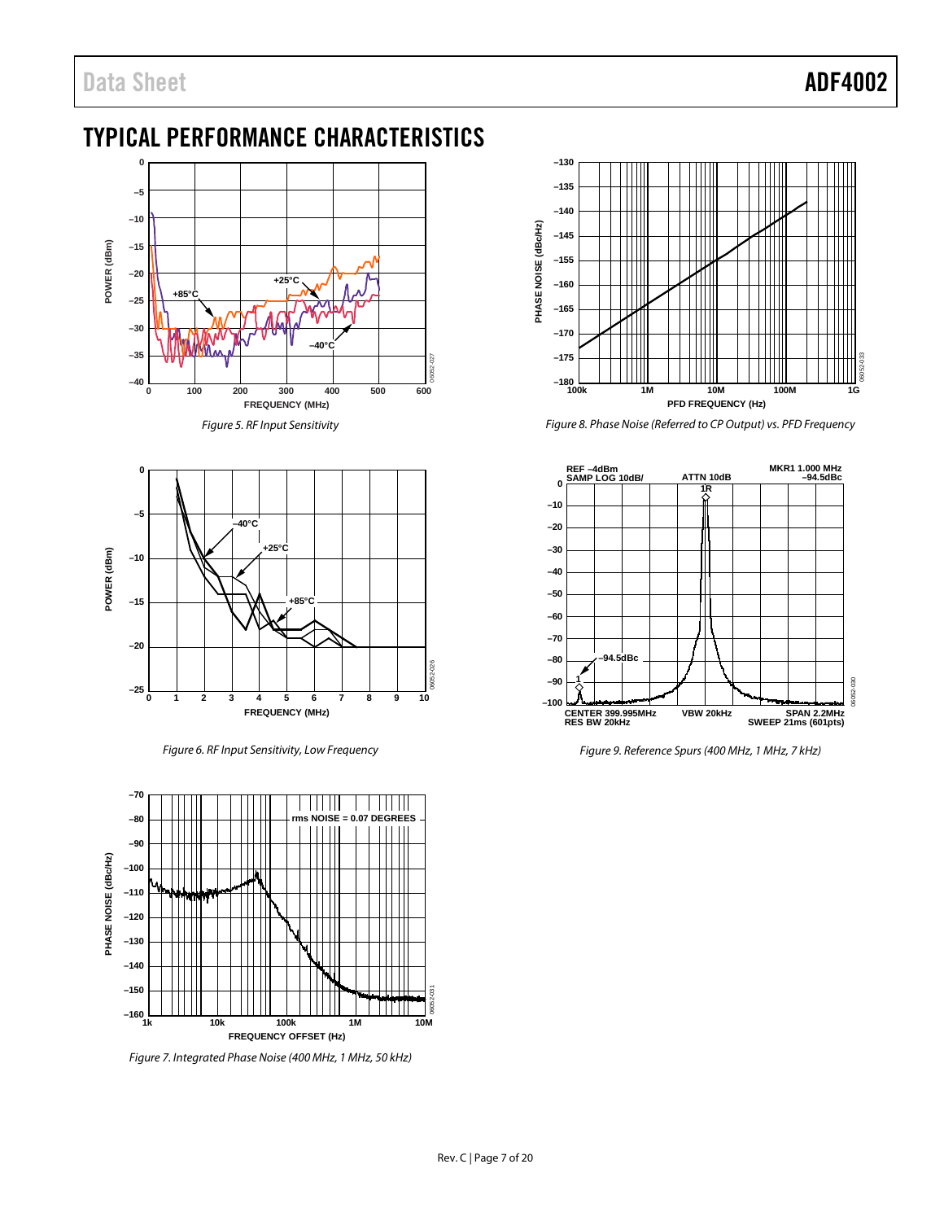## TYPICAL PERFORMANCE CHARACTERISTICS

Figure 5. RF Input Sensitivity

Figure 6. RF Input Sensitivity, Low Frequency

Figure 7. Integrated Phase Noise (400 MHz, 1 MHz, 50 kHz)

Figure 8. Phase Noise (Referred to CP Output) vs. PFD Frequency

Figure 9. Reference Spurs (400 MHz, 1 MHz, 7 kHz)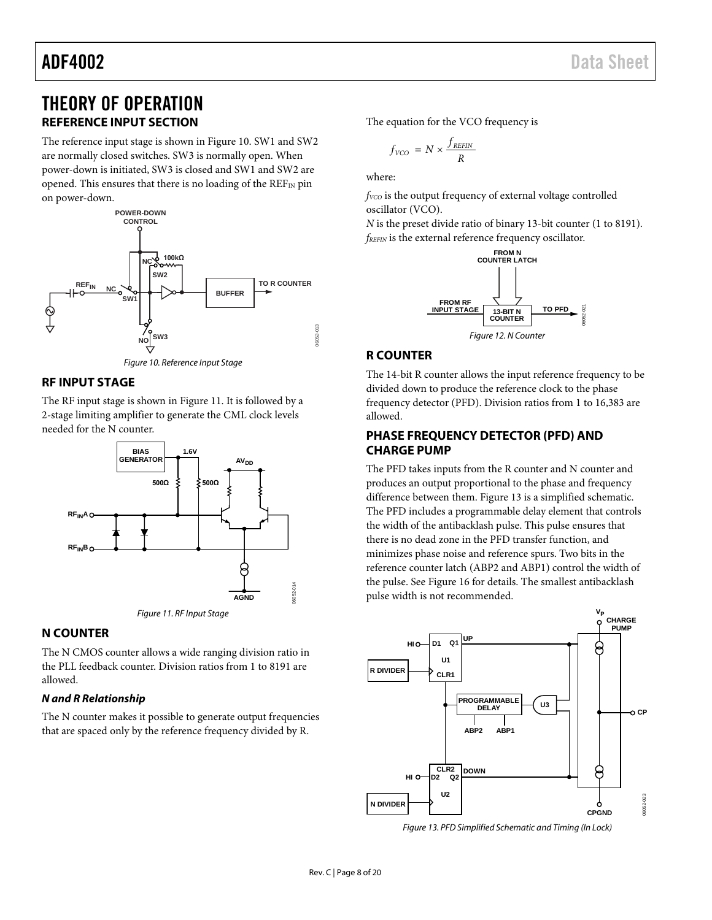# THEORY OF OPERATION

## REFERENCE INPUT SECTION

The reference input stage is shown in Figure 10. SW1 and SW2 are normally closed switches. SW3 is normally open. When power-down is initiated, SW3 is closed and SW1 and SW2 are opened. This ensures that there is no loading of the $REF_{IN}$ pin on power-down.

Figure 10. Reference Input Stage

## RF INPUT STAGE

The RF input stage is shown in Figure 11. It is followed by a 2-stage limiting amplifier to generate the CML clock levels needed for the N counter.

Figure 11. RF Input Stage

## N COUNTER

The N CMOS counter allows a wide ranging division ratio in the PLL feedback counter. Division ratios from 1 to 8191 are allowed.

### *N and R Relationship*

The N counter makes it possible to generate output frequencies that are spaced only by the reference frequency divided by R.

The equation for the VCO frequency is

$$f_{VCO} = N \times \frac{f_{REFIN}}{R}$$

where:

$f_{VCO}$ is the output frequency of external voltage controlled oscillator (VCO).
*N* is the preset divide ratio of binary 13-bit counter (1 to 8191).
$f_{REFIN}$ is the external reference frequency oscillator.

Figure 12. N Counter

## R COUNTER

The 14-bit R counter allows the input reference frequency to be divided down to produce the reference clock to the phase frequency detector (PFD). Division ratios from 1 to 16,383 are allowed.

## PHASE FREQUENCY DETECTOR (PFD) AND CHARGE PUMP

The PFD takes inputs from the R counter and N counter and produces an output proportional to the phase and frequency difference between them. Figure 13 is a simplified schematic. The PFD includes a programmable delay element that controls the width of the antibacklash pulse. This pulse ensures that there is no dead zone in the PFD transfer function, and minimizes phase noise and reference spurs. Two bits in the reference counter latch (ABP2 and ABP1) control the width of the pulse. See Figure 16 for details. The smallest antibacklash pulse width is not recommended.

Figure 13. PFD Simplified Schematic and Timing (In Lock)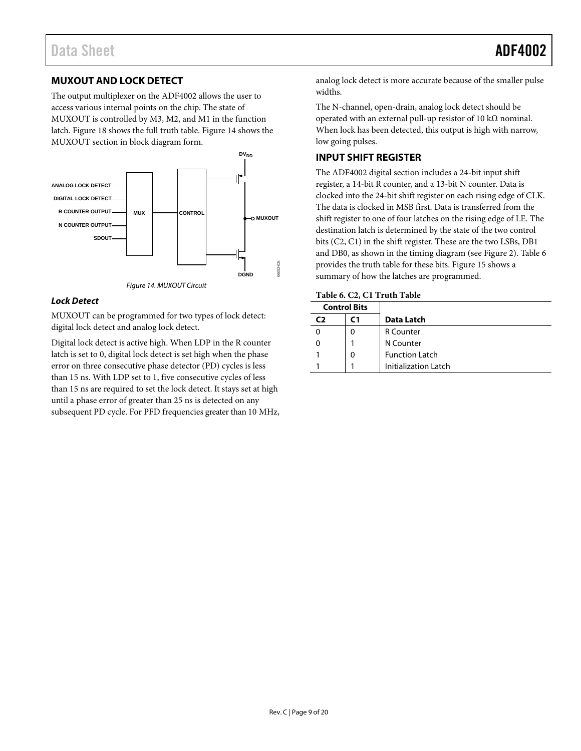## MUXOUT AND LOCK DETECT

The output multiplexer on the ADF4002 allows the user to access various internal points on the chip. The state of MUXOUT is controlled by M3, M2, and M1 in the function latch. Figure 18 shows the full truth table. Figure 14 shows the MUXOUT section in block diagram form.

Figure 14. MUXOUT Circuit

### Lock Detect

MUXOUT can be programmed for two types of lock detect: digital lock detect and analog lock detect.

Digital lock detect is active high. When LDP in the R counter latch is set to 0, digital lock detect is set high when the phase error on three consecutive phase detector (PD) cycles is less than 15 ns. With LDP set to 1, five consecutive cycles of less than 15 ns are required to set the lock detect. It stays set at high until a phase error of greater than 25 ns is detected on any subsequent PD cycle. For PFD frequencies greater than 10 MHz, analog lock detect is more accurate because of the smaller pulse widths.

The N-channel, open-drain, analog lock detect should be operated with an external pull-up resistor of 10 kΩ nominal. When lock has been detected, this output is high with narrow, low going pulses.

## INPUT SHIFT REGISTER

The ADF4002 digital section includes a 24-bit input shift register, a 14-bit R counter, and a 13-bit N counter. Data is clocked into the 24-bit shift register on each rising edge of CLK. The data is clocked in MSB first. Data is transferred from the shift register to one of four latches on the rising edge of LE. The destination latch is determined by the state of the two control bits (C2, C1) in the shift register. These are the two LSBs, DB1 and DB0, as shown in the timing diagram (see Figure 2). Table 6 provides the truth table for these bits. Figure 15 shows a summary of how the latches are programmed.

**Table 6. C2, C1 Truth Table**

| Control Bits | | |
|---|---|---|
| **C2** | **C1** | **Data Latch** |
| 0 | 0 | R Counter |
| 0 | 1 | N Counter |
| 1 | 0 | Function Latch |
| 1 | 1 | Initialization Latch |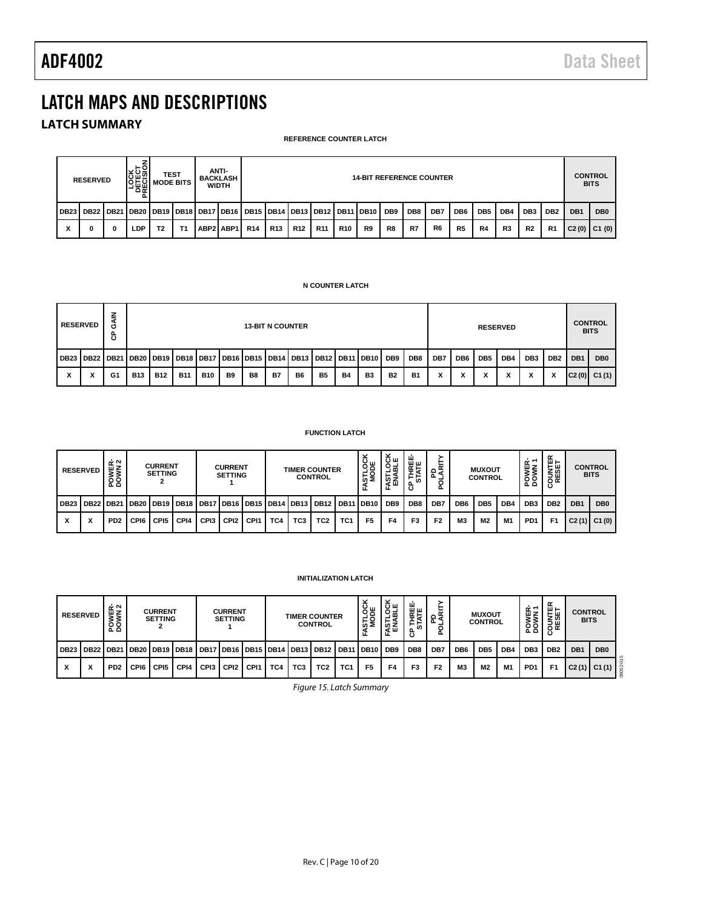# LATCH MAPS AND DESCRIPTIONS

## LATCH SUMMARY

**REFERENCE COUNTER LATCH**

| RESERVED | | | LOCK DETECT PRECISION | TEST MODE BITS | | ANTI-BACKLASH WIDTH | | 14-BIT REFERENCE COUNTER | | | | | | | | | | | | | | CONTROL BITS | |
|---|---|---|---|---|---|---|---|---|---|---|---|---|---|---|---|---|---|---|---|---|---|---|---|
| DB23 | DB22 | DB21 | DB20 | DB19 | DB18 | DB17 | DB16 | DB15 | DB14 | DB13 | DB12 | DB11 | DB10 | DB9 | DB8 | DB7 | DB6 | DB5 | DB4 | DB3 | DB2 | DB1 | DB0 |
| X | 0 | 0 | LDP | T2 | T1 | ABP2 | ABP1 | R14 | R13 | R12 | R11 | R10 | R9 | R8 | R7 | R6 | R5 | R4 | R3 | R2 | R1 | C2 (0) | C1 (0) |

**N COUNTER LATCH**

| RESERVED | | CP GAIN | 13-BIT N COUNTER | | | | | | | | | | | | | RESERVED | | | | | | CONTROL BITS | |
|---|---|---|---|---|---|---|---|---|---|---|---|---|---|---|---|---|---|---|---|---|---|---|---|
| DB23 | DB22 | DB21 | DB20 | DB19 | DB18 | DB17 | DB16 | DB15 | DB14 | DB13 | DB12 | DB11 | DB10 | DB9 | DB8 | DB7 | DB6 | DB5 | DB4 | DB3 | DB2 | DB1 | DB0 |
| X | X | G1 | B13 | B12 | B11 | B10 | B9 | B8 | B7 | B6 | B5 | B4 | B3 | B2 | B1 | X | X | X | X | X | X | C2 (0) | C1 (1) |

**FUNCTION LATCH**

| RESERVED | | POWER-DOWN 2 | CURRENT SETTING 2 | | | CURRENT SETTING 1 | | | TIMER COUNTER CONTROL | | | | FASTLOCK MODE | FASTLOCK ENABLE | CP THREE-STATE | PD POLARITY | MUXOUT CONTROL | | | POWER-DOWN 1 | COUNTER RESET | CONTROL BITS | |
|---|---|---|---|---|---|---|---|---|---|---|---|---|---|---|---|---|---|---|---|---|---|---|---|
| DB23 | DB22 | DB21 | DB20 | DB19 | DB18 | DB17 | DB16 | DB15 | DB14 | DB13 | DB12 | DB11 | DB10 | DB9 | DB8 | DB7 | DB6 | DB5 | DB4 | DB3 | DB2 | DB1 | DB0 |
| X | X | PD2 | CPI6 | CPI5 | CPI4 | CPI3 | CPI2 | CPI1 | TC4 | TC3 | TC2 | TC1 | F5 | F4 | F3 | F2 | M3 | M2 | M1 | PD1 | F1 | C2 (1) | C1 (0) |

**INITIALIZATION LATCH**

| RESERVED | | POWER-DOWN 2 | CURRENT SETTING 2 | | | CURRENT SETTING 1 | | | TIMER COUNTER CONTROL | | | | FASTLOCK MODE | FASTLOCK ENABLE | CP THREE-STATE | PD POLARITY | MUXOUT CONTROL | | | POWER-DOWN 1 | COUNTER RESET | CONTROL BITS | |
|---|---|---|---|---|---|---|---|---|---|---|---|---|---|---|---|---|---|---|---|---|---|---|---|
| DB23 | DB22 | DB21 | DB20 | DB19 | DB18 | DB17 | DB16 | DB15 | DB14 | DB13 | DB12 | DB11 | DB10 | DB9 | DB8 | DB7 | DB6 | DB5 | DB4 | DB3 | DB2 | DB1 | DB0 |
| X | X | PD2 | CPI6 | CPI5 | CPI4 | CPI3 | CPI2 | CPI1 | TC4 | TC3 | TC2 | TC1 | F5 | F4 | F3 | F2 | M3 | M2 | M1 | PD1 | F1 | C2 (1) | C1 (1) |

*Figure 15. Latch Summary*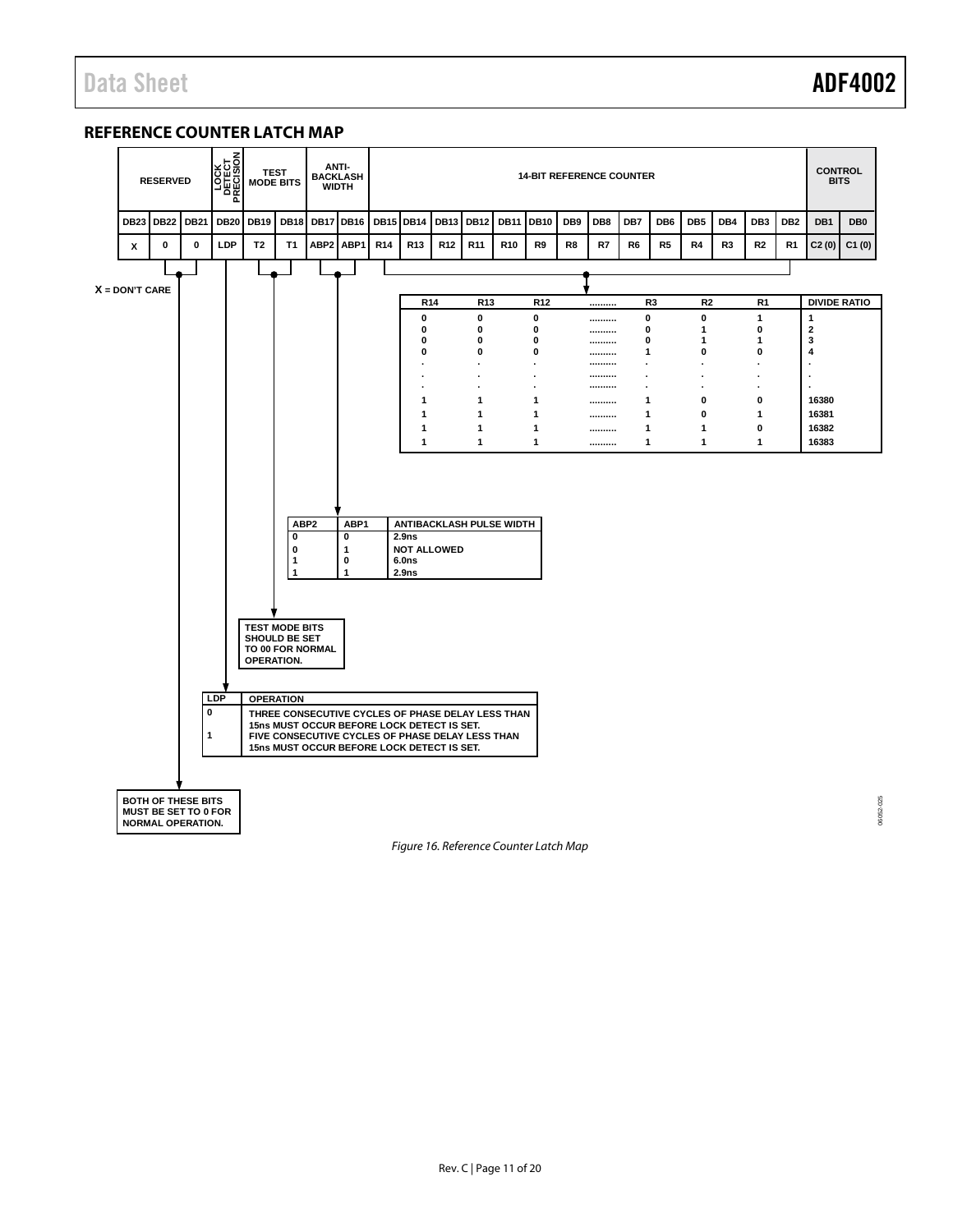## REFERENCE COUNTER LATCH MAP

| RESERVED | | | LOCK DETECT PRECISION | TEST MODE BITS | | ANTI-BACKLASH WIDTH | | 14-BIT REFERENCE COUNTER | | | | | | | | | | | | | | CONTROL BITS | |
|---|---|---|---|---|---|---|---|---|---|---|---|---|---|---|---|---|---|---|---|---|---|---|---|
| DB23 | DB22 | DB21 | DB20 | DB19 | DB18 | DB17 | DB16 | DB15 | DB14 | DB13 | DB12 | DB11 | DB10 | DB9 | DB8 | DB7 | DB6 | DB5 | DB4 | DB3 | DB2 | DB1 | DB0 |
| X | 0 | 0 | LDP | T2 | T1 | ABP2 | ABP1 | R14 | R13 | R12 | R11 | R10 | R9 | R8 | R7 | R6 | R5 | R4 | R3 | R2 | R1 | C2 (0) | C1 (0) |

X = DON'T CARE

| R14 | R13 | R12 | .......... | R3 | R2 | R1 | DIVIDE RATIO |
|---|---|---|---|---|---|---|---|
| 0 | 0 | 0 | .......... | 0 | 0 | 1 | 1 |
| 0 | 0 | 0 | .......... | 0 | 1 | 0 | 2 |
| 0 | 0 | 0 | .......... | 0 | 1 | 1 | 3 |
| 0 | 0 | 0 | .......... | 1 | 0 | 0 | 4 |
| . | . | . | .......... | . | . | . | . |
| . | . | . | .......... | . | . | . | . |
| . | . | . | .......... | . | . | . | . |
| 1 | 1 | 1 | .......... | 1 | 0 | 0 | 16380 |
| 1 | 1 | 1 | .......... | 1 | 0 | 1 | 16381 |
| 1 | 1 | 1 | .......... | 1 | 1 | 0 | 16382 |
| 1 | 1 | 1 | .......... | 1 | 1 | 1 | 16383 |

| ABP2 | ABP1 | ANTIBACKLASH PULSE WIDTH |
|---|---|---|
| 0 | 0 | 2.9ns |
| 0 | 1 | NOT ALLOWED |
| 1 | 0 | 6.0ns |
| 1 | 1 | 2.9ns |

TEST MODE BITS SHOULD BE SET TO 00 FOR NORMAL OPERATION.

| LDP | OPERATION |
|---|---|
| 0 | THREE CONSECUTIVE CYCLES OF PHASE DELAY LESS THAN 15ns MUST OCCUR BEFORE LOCK DETECT IS SET. |
| 1 | FIVE CONSECUTIVE CYCLES OF PHASE DELAY LESS THAN 15ns MUST OCCUR BEFORE LOCK DETECT IS SET. |

BOTH OF THESE BITS MUST BE SET TO 0 FOR NORMAL OPERATION.

*Figure 16. Reference Counter Latch Map*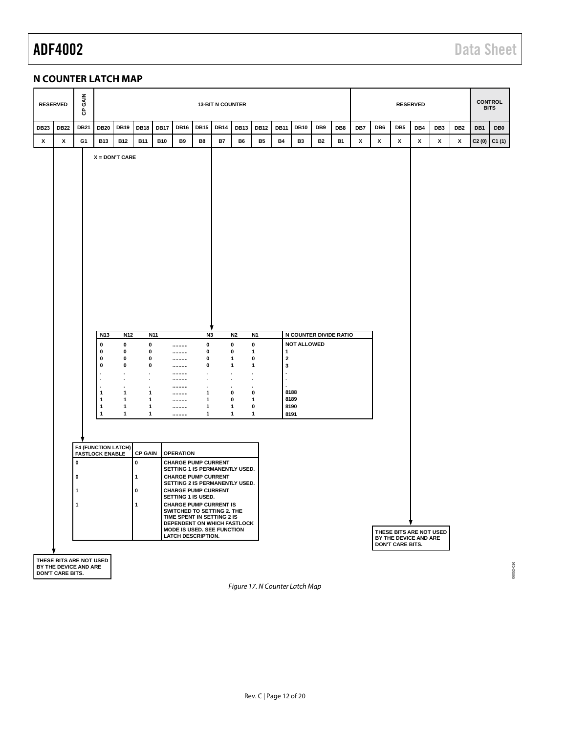## N COUNTER LATCH MAP

| RESERVED | | CP GAIN | 13-BIT N COUNTER | | | | | | | | | | | | | RESERVED | | | | | | CONTROL BITS | |
|---|---|---|---|---|---|---|---|---|---|---|---|---|---|---|---|---|---|---|---|---|---|---|---|
| DB23 | DB22 | DB21 | DB20 | DB19 | DB18 | DB17 | DB16 | DB15 | DB14 | DB13 | DB12 | DB11 | DB10 | DB9 | DB8 | DB7 | DB6 | DB5 | DB4 | DB3 | DB2 | DB1 | DB0 |
| X | X | G1 | B13 | B12 | B11 | B10 | B9 | B8 | B7 | B6 | B5 | B4 | B3 | B2 | B1 | X | X | X | X | X | X | C2 (0) | C1 (1) |

X = DON'T CARE

| N13 | N12 | N11 | | N3 | N2 | N1 | N COUNTER DIVIDE RATIO |
|---|---|---|---|---|---|---|---|
| 0 | 0 | 0 | .......... | 0 | 0 | 0 | NOT ALLOWED |
| 0 | 0 | 0 | .......... | 0 | 0 | 1 | 1 |
| 0 | 0 | 0 | .......... | 0 | 1 | 0 | 2 |
| 0 | 0 | 0 | .......... | 0 | 1 | 1 | 3 |
| . | . | . | .......... | . | . | . | . |
| . | . | . | .......... | . | . | . | . |
| . | . | . | .......... | . | . | . | . |
| 1 | 1 | 1 | .......... | 1 | 0 | 0 | 8188 |
| 1 | 1 | 1 | .......... | 1 | 0 | 1 | 8189 |
| 1 | 1 | 1 | .......... | 1 | 1 | 0 | 8190 |
| 1 | 1 | 1 | .......... | 1 | 1 | 1 | 8191 |

| F4 (FUNCTION LATCH) FASTLOCK ENABLE | CP GAIN | OPERATION |
|---|---|---|
| 0 | 0 | CHARGE PUMP CURRENT SETTING 1 IS PERMANENTLY USED. |
| 0 | 1 | CHARGE PUMP CURRENT SETTING 2 IS PERMANENTLY USED. |
| 1 | 0 | CHARGE PUMP CURRENT SETTING 1 IS USED. |
| 1 | 1 | CHARGE PUMP CURRENT IS SWITCHED TO SETTING 2. THE TIME SPENT IN SETTING 2 IS DEPENDENT ON WHICH FASTLOCK MODE IS USED. SEE FUNCTION LATCH DESCRIPTION. |

DB23, DB22: THESE BITS ARE NOT USED BY THE DEVICE AND ARE DON'T CARE BITS.

DB7 to DB2: THESE BITS ARE NOT USED BY THE DEVICE AND ARE DON'T CARE BITS.

*Figure 17. N Counter Latch Map*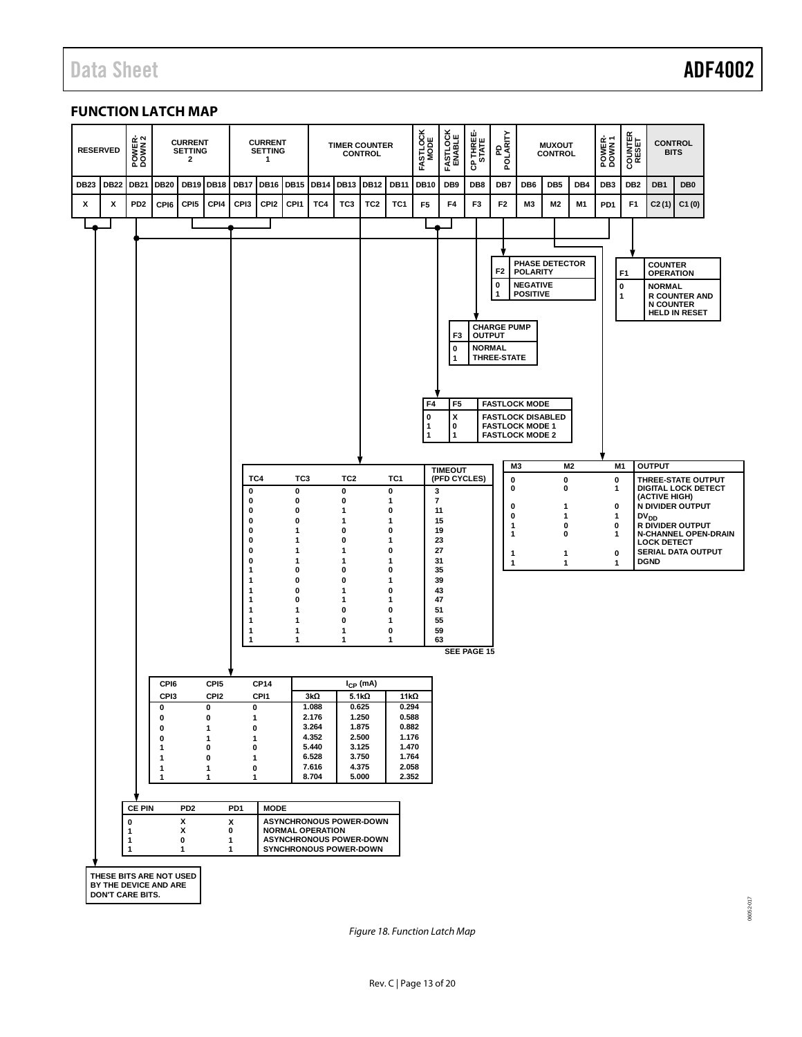## FUNCTION LATCH MAP

| RESERVED | | POWER-DOWN 2 | CURRENT SETTING 2 | | | CURRENT SETTING 1 | | | TIMER COUNTER CONTROL | | | | FASTLOCK MODE | FASTLOCK ENABLE | CP THREE-STATE | PD POLARITY | MUXOUT CONTROL | | | POWER-DOWN 1 | COUNTER RESET | CONTROL BITS | |
|---|---|---|---|---|---|---|---|---|---|---|---|---|---|---|---|---|---|---|---|---|---|---|---|
| DB23 | DB22 | DB21 | DB20 | DB19 | DB18 | DB17 | DB16 | DB15 | DB14 | DB13 | DB12 | DB11 | DB10 | DB9 | DB8 | DB7 | DB6 | DB5 | DB4 | DB3 | DB2 | DB1 | DB0 |
| X | X | PD2 | CPI6 | CPI5 | CPI4 | CPI3 | CPI2 | CPI1 | TC4 | TC3 | TC2 | TC1 | F5 | F4 | F3 | F2 | M3 | M2 | M1 | PD1 | F1 | C2 (1) | C1 (0) |

| F2 | PHASE DETECTOR POLARITY |
|---|---|
| 0 | NEGATIVE |
| 1 | POSITIVE |

| F1 | COUNTER OPERATION |
|---|---|
| 0 | NORMAL |
| 1 | R COUNTER AND N COUNTER HELD IN RESET |

| F3 | CHARGE PUMP OUTPUT |
|---|---|
| 0 | NORMAL |
| 1 | THREE-STATE |

| F4 | F5 | FASTLOCK MODE |
|---|---|---|
| 0 | X | FASTLOCK DISABLED |
| 1 | 0 | FASTLOCK MODE 1 |
| 1 | 1 | FASTLOCK MODE 2 |

| TC4 | TC3 | TC2 | TC1 | TIMEOUT (PFD CYCLES) |
|---|---|---|---|---|
| 0 | 0 | 0 | 0 | 3 |
| 0 | 0 | 0 | 1 | 7 |
| 0 | 0 | 1 | 0 | 11 |
| 0 | 0 | 1 | 1 | 15 |
| 0 | 1 | 0 | 0 | 19 |
| 0 | 1 | 0 | 1 | 23 |
| 0 | 1 | 1 | 0 | 27 |
| 0 | 1 | 1 | 1 | 31 |
| 1 | 0 | 0 | 0 | 35 |
| 1 | 0 | 0 | 1 | 39 |
| 1 | 0 | 1 | 0 | 43 |
| 1 | 0 | 1 | 1 | 47 |
| 1 | 1 | 0 | 0 | 51 |
| 1 | 1 | 0 | 1 | 55 |
| 1 | 1 | 1 | 0 | 59 |
| 1 | 1 | 1 | 1 | 63 |

SEE PAGE 15

| M3 | M2 | M1 | OUTPUT |
|---|---|---|---|
| 0 | 0 | 0 | THREE-STATE OUTPUT |
| 0 | 0 | 1 | DIGITAL LOCK DETECT (ACTIVE HIGH) |
| 0 | 1 | 0 | N DIVIDER OUTPUT |
| 0 | 1 | 1 | $DV_{DD}$ |
| 1 | 0 | 0 | R DIVIDER OUTPUT |
| 1 | 0 | 1 | N-CHANNEL OPEN-DRAIN LOCK DETECT |
| 1 | 1 | 0 | SERIAL DATA OUTPUT |
| 1 | 1 | 1 | DGND |

| CPI6 / CPI3 | CPI5 / CPI2 | CPI4 / CPI1 | $I_{CP}$ (mA) 3kΩ | 5.1kΩ | 11kΩ |
|---|---|---|---|---|---|
| 0 | 0 | 0 | 1.088 | 0.625 | 0.294 |
| 0 | 0 | 1 | 2.176 | 1.250 | 0.588 |
| 0 | 1 | 0 | 3.264 | 1.875 | 0.882 |
| 0 | 1 | 1 | 4.352 | 2.500 | 1.176 |
| 1 | 0 | 0 | 5.440 | 3.125 | 1.470 |
| 1 | 0 | 1 | 6.528 | 3.750 | 1.764 |
| 1 | 1 | 0 | 7.616 | 4.375 | 2.058 |
| 1 | 1 | 1 | 8.704 | 5.000 | 2.352 |

| CE PIN | PD2 | PD1 | MODE |
|---|---|---|---|
| 0 | X | X | ASYNCHRONOUS POWER-DOWN |
| 1 | X | 0 | NORMAL OPERATION |
| 1 | 0 | 1 | ASYNCHRONOUS POWER-DOWN |
| 1 | 1 | 1 | SYNCHRONOUS POWER-DOWN |

THESE BITS ARE NOT USED BY THE DEVICE AND ARE DON'T CARE BITS.

*Figure 18. Function Latch Map*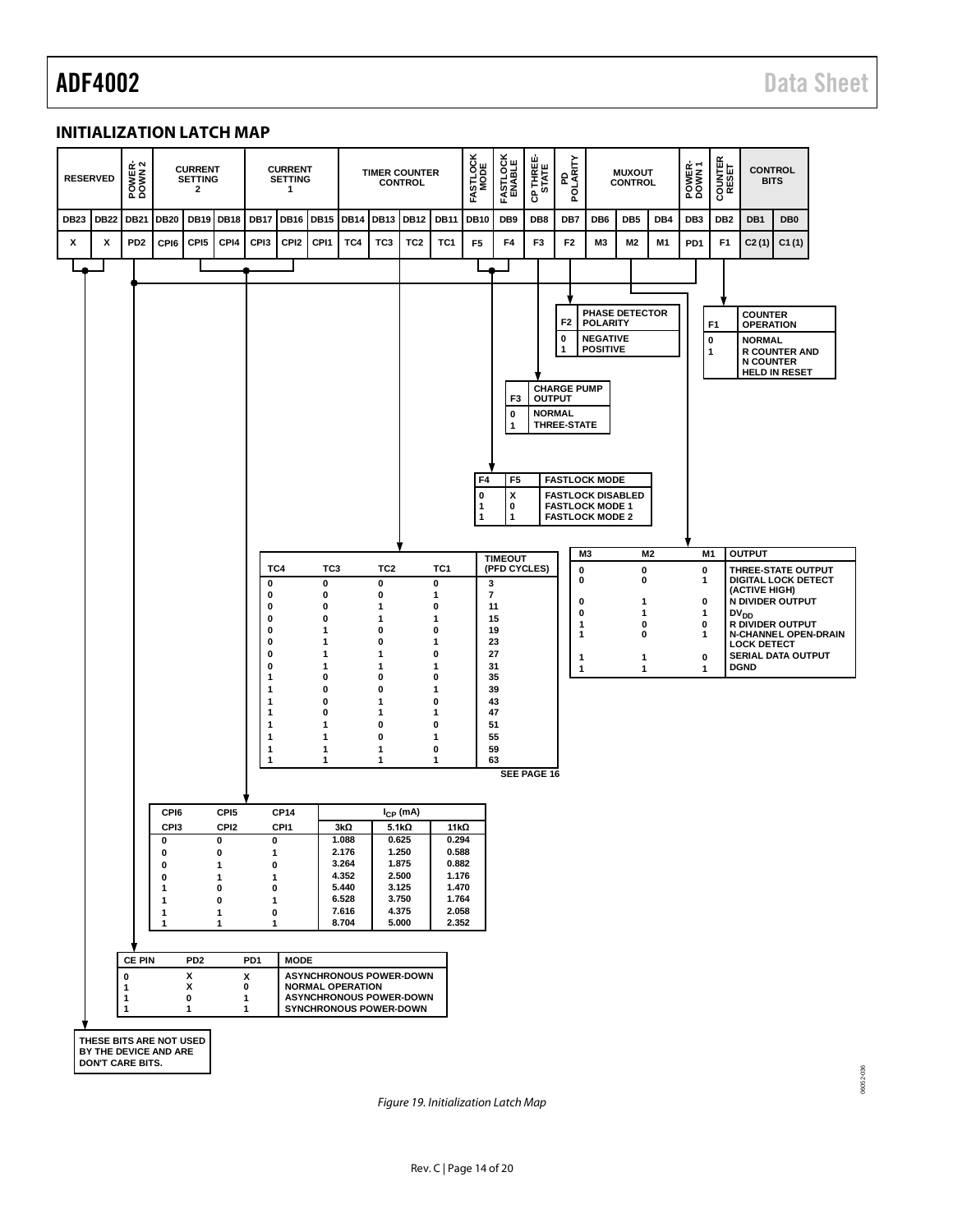## INITIALIZATION LATCH MAP

| RESERVED | | POWER-DOWN 2 | CURRENT SETTING 2 | | | CURRENT SETTING 1 | | | TIMER COUNTER CONTROL | | | | FASTLOCK MODE | FASTLOCK ENABLE | CP THREE-STATE | PD POLARITY | MUXOUT CONTROL | | | POWER-DOWN 1 | COUNTER RESET | CONTROL BITS | |
|---|---|---|---|---|---|---|---|---|---|---|---|---|---|---|---|---|---|---|---|---|---|---|---|
| DB23 | DB22 | DB21 | DB20 | DB19 | DB18 | DB17 | DB16 | DB15 | DB14 | DB13 | DB12 | DB11 | DB10 | DB9 | DB8 | DB7 | DB6 | DB5 | DB4 | DB3 | DB2 | DB1 | DB0 |
| X | X | PD2 | CPI6 | CPI5 | CPI4 | CPI3 | CPI2 | CPI1 | TC4 | TC3 | TC2 | TC1 | F5 | F4 | F3 | F2 | M3 | M2 | M1 | PD1 | F1 | C2 (1) | C1 (1) |

| F2 | PHASE DETECTOR POLARITY |
|---|---|
| 0 | NEGATIVE |
| 1 | POSITIVE |

| F1 | COUNTER OPERATION |
|---|---|
| 0 | NORMAL |
| 1 | R COUNTER AND N COUNTER HELD IN RESET |

| F3 | CHARGE PUMP OUTPUT |
|---|---|
| 0 | NORMAL |
| 1 | THREE-STATE |

| F4 | F5 | FASTLOCK MODE |
|---|---|---|
| 0 | X | FASTLOCK DISABLED |
| 1 | 0 | FASTLOCK MODE 1 |
| 1 | 1 | FASTLOCK MODE 2 |

| M3 | M2 | M1 | OUTPUT |
|---|---|---|---|
| 0 | 0 | 0 | THREE-STATE OUTPUT |
| 0 | 0 | 1 | DIGITAL LOCK DETECT (ACTIVE HIGH) |
| 0 | 1 | 0 | N DIVIDER OUTPUT |
| 0 | 1 | 1 | $DV_{DD}$ |
| 1 | 0 | 0 | R DIVIDER OUTPUT |
| 1 | 0 | 1 | N-CHANNEL OPEN-DRAIN LOCK DETECT |
| 1 | 1 | 0 | SERIAL DATA OUTPUT |
| 1 | 1 | 1 | DGND |

| TC4 | TC3 | TC2 | TC1 | TIMEOUT (PFD CYCLES) |
|---|---|---|---|---|
| 0 | 0 | 0 | 0 | 3 |
| 0 | 0 | 0 | 1 | 7 |
| 0 | 0 | 1 | 0 | 11 |
| 0 | 0 | 1 | 1 | 15 |
| 0 | 1 | 0 | 0 | 19 |
| 0 | 1 | 0 | 1 | 23 |
| 0 | 1 | 1 | 0 | 27 |
| 0 | 1 | 1 | 1 | 31 |
| 1 | 0 | 0 | 0 | 35 |
| 1 | 0 | 0 | 1 | 39 |
| 1 | 0 | 1 | 0 | 43 |
| 1 | 0 | 1 | 1 | 47 |
| 1 | 1 | 0 | 0 | 51 |
| 1 | 1 | 0 | 1 | 55 |
| 1 | 1 | 1 | 0 | 59 |
| 1 | 1 | 1 | 1 | 63 |

SEE PAGE 16

| CPI6 | CPI5 | CP14 | $I_{CP}$ (mA) | | |
|---|---|---|---|---|---|
| CPI3 | CPI2 | CPI1 | 3kΩ | 5.1kΩ | 11kΩ |
| 0 | 0 | 0 | 1.088 | 0.625 | 0.294 |
| 0 | 0 | 1 | 2.176 | 1.250 | 0.588 |
| 0 | 1 | 0 | 3.264 | 1.875 | 0.882 |
| 0 | 1 | 1 | 4.352 | 2.500 | 1.176 |
| 1 | 0 | 0 | 5.440 | 3.125 | 1.470 |
| 1 | 0 | 1 | 6.528 | 3.750 | 1.764 |
| 1 | 1 | 0 | 7.616 | 4.375 | 2.058 |
| 1 | 1 | 1 | 8.704 | 5.000 | 2.352 |

| CE PIN | PD2 | PD1 | MODE |
|---|---|---|---|
| 0 | X | X | ASYNCHRONOUS POWER-DOWN |
| 1 | X | 0 | NORMAL OPERATION |
| 1 | 0 | 1 | ASYNCHRONOUS POWER-DOWN |
| 1 | 1 | 1 | SYNCHRONOUS POWER-DOWN |

THESE BITS ARE NOT USED BY THE DEVICE AND ARE DON'T CARE BITS.

*Figure 19. Initialization Latch Map*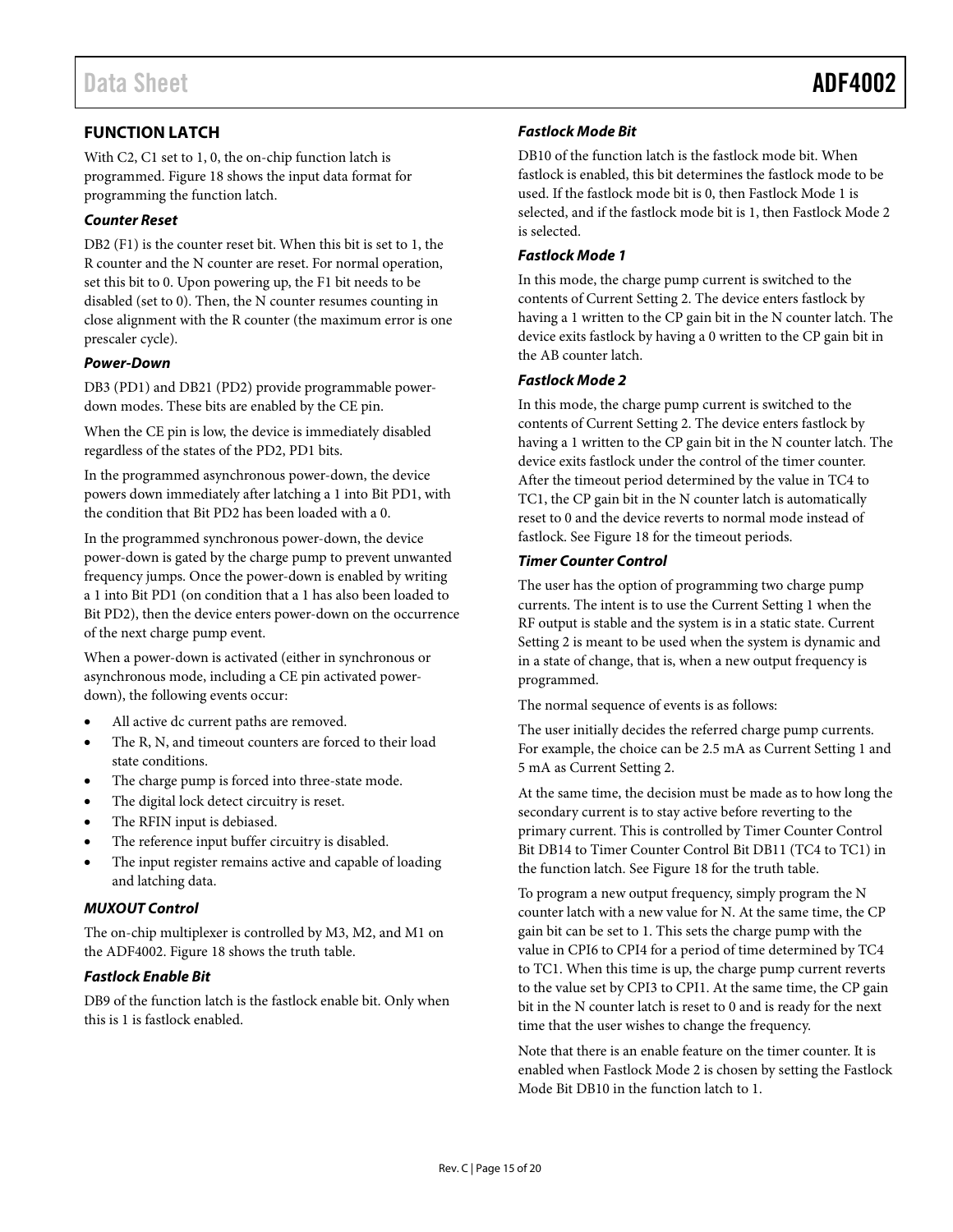## FUNCTION LATCH

With C2, C1 set to 1, 0, the on-chip function latch is programmed. Figure 18 shows the input data format for programming the function latch.

### *Counter Reset*

DB2 (F1) is the counter reset bit. When this bit is set to 1, the R counter and the N counter are reset. For normal operation, set this bit to 0. Upon powering up, the F1 bit needs to be disabled (set to 0). Then, the N counter resumes counting in close alignment with the R counter (the maximum error is one prescaler cycle).

### *Power-Down*

DB3 (PD1) and DB21 (PD2) provide programmable power-down modes. These bits are enabled by the CE pin.

When the CE pin is low, the device is immediately disabled regardless of the states of the PD2, PD1 bits.

In the programmed asynchronous power-down, the device powers down immediately after latching a 1 into Bit PD1, with the condition that Bit PD2 has been loaded with a 0.

In the programmed synchronous power-down, the device power-down is gated by the charge pump to prevent unwanted frequency jumps. Once the power-down is enabled by writing a 1 into Bit PD1 (on condition that a 1 has also been loaded to Bit PD2), then the device enters power-down on the occurrence of the next charge pump event.

When a power-down is activated (either in synchronous or asynchronous mode, including a CE pin activated power-down), the following events occur:

- All active dc current paths are removed.
- The R, N, and timeout counters are forced to their load state conditions.
- The charge pump is forced into three-state mode.
- The digital lock detect circuitry is reset.
- The RFIN input is debiased.
- The reference input buffer circuitry is disabled.
- The input register remains active and capable of loading and latching data.

### *MUXOUT Control*

The on-chip multiplexer is controlled by M3, M2, and M1 on the ADF4002. Figure 18 shows the truth table.

### *Fastlock Enable Bit*

DB9 of the function latch is the fastlock enable bit. Only when this is 1 is fastlock enabled.

### *Fastlock Mode Bit*

DB10 of the function latch is the fastlock mode bit. When fastlock is enabled, this bit determines the fastlock mode to be used. If the fastlock mode bit is 0, then Fastlock Mode 1 is selected, and if the fastlock mode bit is 1, then Fastlock Mode 2 is selected.

### *Fastlock Mode 1*

In this mode, the charge pump current is switched to the contents of Current Setting 2. The device enters fastlock by having a 1 written to the CP gain bit in the N counter latch. The device exits fastlock by having a 0 written to the CP gain bit in the AB counter latch.

### *Fastlock Mode 2*

In this mode, the charge pump current is switched to the contents of Current Setting 2. The device enters fastlock by having a 1 written to the CP gain bit in the N counter latch. The device exits fastlock under the control of the timer counter. After the timeout period determined by the value in TC4 to TC1, the CP gain bit in the N counter latch is automatically reset to 0 and the device reverts to normal mode instead of fastlock. See Figure 18 for the timeout periods.

### *Timer Counter Control*

The user has the option of programming two charge pump currents. The intent is to use the Current Setting 1 when the RF output is stable and the system is in a static state. Current Setting 2 is meant to be used when the system is dynamic and in a state of change, that is, when a new output frequency is programmed.

The normal sequence of events is as follows:

The user initially decides the referred charge pump currents. For example, the choice can be 2.5 mA as Current Setting 1 and 5 mA as Current Setting 2.

At the same time, the decision must be made as to how long the secondary current is to stay active before reverting to the primary current. This is controlled by Timer Counter Control Bit DB14 to Timer Counter Control Bit DB11 (TC4 to TC1) in the function latch. See Figure 18 for the truth table.

To program a new output frequency, simply program the N counter latch with a new value for N. At the same time, the CP gain bit can be set to 1. This sets the charge pump with the value in CPI6 to CPI4 for a period of time determined by TC4 to TC1. When this time is up, the charge pump current reverts to the value set by CPI3 to CPI1. At the same time, the CP gain bit in the N counter latch is reset to 0 and is ready for the next time that the user wishes to change the frequency.

Note that there is an enable feature on the timer counter. It is enabled when Fastlock Mode 2 is chosen by setting the Fastlock Mode Bit DB10 in the function latch to 1.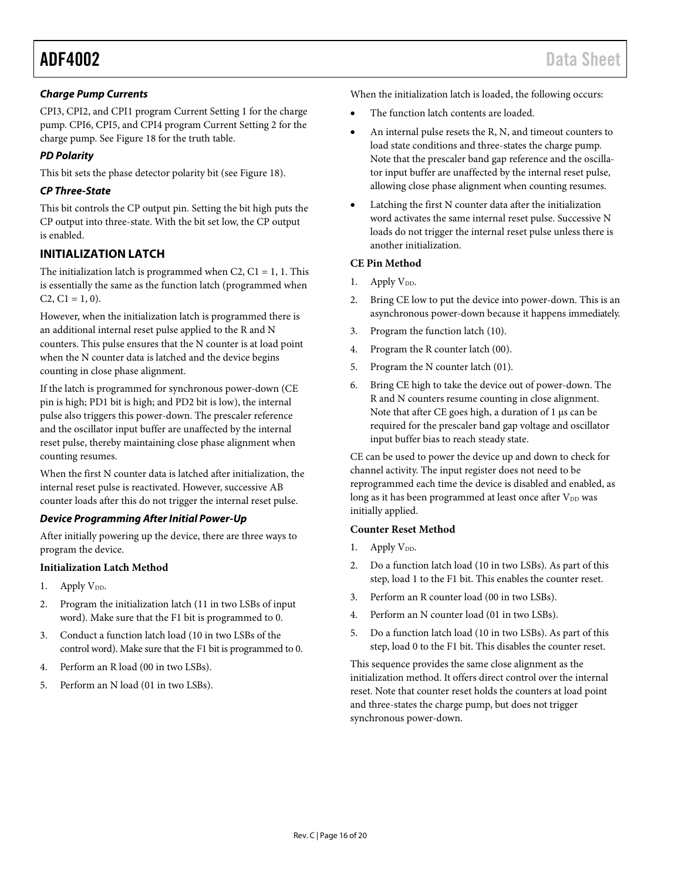### *Charge Pump Currents*

CPI3, CPI2, and CPI1 program Current Setting 1 for the charge pump. CPI6, CPI5, and CPI4 program Current Setting 2 for the charge pump. See Figure 18 for the truth table.

### *PD Polarity*

This bit sets the phase detector polarity bit (see Figure 18).

### *CP Three-State*

This bit controls the CP output pin. Setting the bit high puts the CP output into three-state. With the bit set low, the CP output is enabled.

## INITIALIZATION LATCH

The initialization latch is programmed when C2, C1 = 1, 1. This is essentially the same as the function latch (programmed when C2, C1 = 1, 0).

However, when the initialization latch is programmed there is an additional internal reset pulse applied to the R and N counters. This pulse ensures that the N counter is at load point when the N counter data is latched and the device begins counting in close phase alignment.

If the latch is programmed for synchronous power-down (CE pin is high; PD1 bit is high; and PD2 bit is low), the internal pulse also triggers this power-down. The prescaler reference and the oscillator input buffer are unaffected by the internal reset pulse, thereby maintaining close phase alignment when counting resumes.

When the first N counter data is latched after initialization, the internal reset pulse is reactivated. However, successive AB counter loads after this do not trigger the internal reset pulse.

### *Device Programming After Initial Power-Up*

After initially powering up the device, there are three ways to program the device.

#### Initialization Latch Method

1. Apply $V_{DD}$.
2. Program the initialization latch (11 in two LSBs of input word). Make sure that the F1 bit is programmed to 0.
3. Conduct a function latch load (10 in two LSBs of the control word). Make sure that the F1 bit is programmed to 0.
4. Perform an R load (00 in two LSBs).
5. Perform an N load (01 in two LSBs).

When the initialization latch is loaded, the following occurs:

- The function latch contents are loaded.
- An internal pulse resets the R, N, and timeout counters to load state conditions and three-states the charge pump. Note that the prescaler band gap reference and the oscillator input buffer are unaffected by the internal reset pulse, allowing close phase alignment when counting resumes.
- Latching the first N counter data after the initialization word activates the same internal reset pulse. Successive N loads do not trigger the internal reset pulse unless there is another initialization.

#### CE Pin Method

1. Apply $V_{DD}$.
2. Bring CE low to put the device into power-down. This is an asynchronous power-down because it happens immediately.
3. Program the function latch (10).
4. Program the R counter latch (00).
5. Program the N counter latch (01).
6. Bring CE high to take the device out of power-down. The R and N counters resume counting in close alignment. Note that after CE goes high, a duration of 1 µs can be required for the prescaler band gap voltage and oscillator input buffer bias to reach steady state.

CE can be used to power the device up and down to check for channel activity. The input register does not need to be reprogrammed each time the device is disabled and enabled, as long as it has been programmed at least once after $V_{DD}$ was initially applied.

#### Counter Reset Method

1. Apply $V_{DD}$.
2. Do a function latch load (10 in two LSBs). As part of this step, load 1 to the F1 bit. This enables the counter reset.
3. Perform an R counter load (00 in two LSBs).
4. Perform an N counter load (01 in two LSBs).
5. Do a function latch load (10 in two LSBs). As part of this step, load 0 to the F1 bit. This disables the counter reset.

This sequence provides the same close alignment as the initialization method. It offers direct control over the internal reset. Note that counter reset holds the counters at load point and three-states the charge pump, but does not trigger synchronous power-down.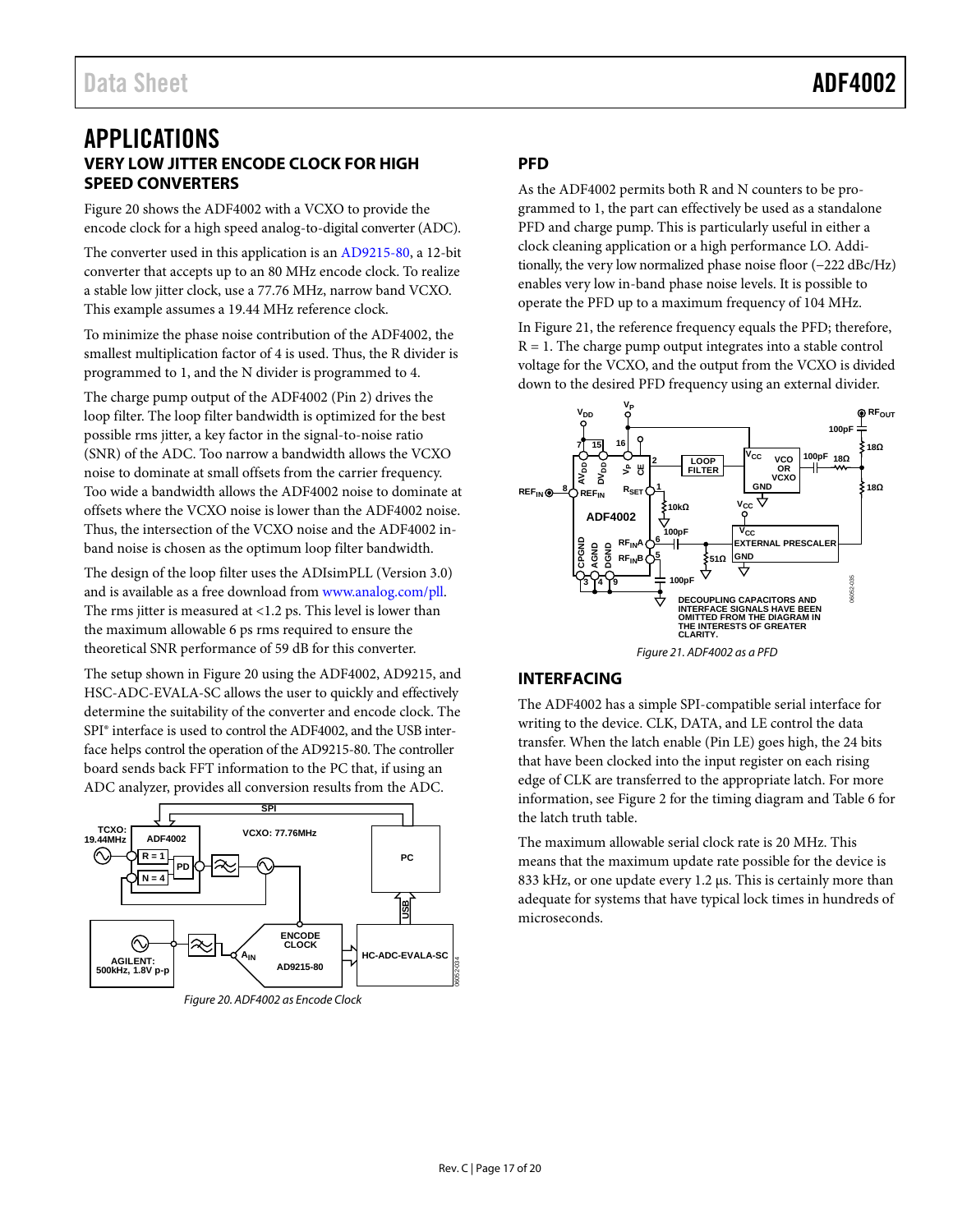# APPLICATIONS

## VERY LOW JITTER ENCODE CLOCK FOR HIGH SPEED CONVERTERS

Figure 20 shows the ADF4002 with a VCXO to provide the encode clock for a high speed analog-to-digital converter (ADC).

The converter used in this application is an AD9215-80, a 12-bit converter that accepts up to an 80 MHz encode clock. To realize a stable low jitter clock, use a 77.76 MHz, narrow band VCXO. This example assumes a 19.44 MHz reference clock.

To minimize the phase noise contribution of the ADF4002, the smallest multiplication factor of 4 is used. Thus, the R divider is programmed to 1, and the N divider is programmed to 4.

The charge pump output of the ADF4002 (Pin 2) drives the loop filter. The loop filter bandwidth is optimized for the best possible rms jitter, a key factor in the signal-to-noise ratio (SNR) of the ADC. Too narrow a bandwidth allows the VCXO noise to dominate at small offsets from the carrier frequency. Too wide a bandwidth allows the ADF4002 noise to dominate at offsets where the VCXO noise is lower than the ADF4002 noise. Thus, the intersection of the VCXO noise and the ADF4002 in-band noise is chosen as the optimum loop filter bandwidth.

The design of the loop filter uses the ADIsimPLL (Version 3.0) and is available as a free download from www.analog.com/pll. The rms jitter is measured at <1.2 ps. This level is lower than the maximum allowable 6 ps rms required to ensure the theoretical SNR performance of 59 dB for this converter.

The setup shown in Figure 20 using the ADF4002, AD9215, and HSC-ADC-EVALA-SC allows the user to quickly and effectively determine the suitability of the converter and encode clock. The SPI® interface is used to control the ADF4002, and the USB interface helps control the operation of the AD9215-80. The controller board sends back FFT information to the PC that, if using an ADC analyzer, provides all conversion results from the ADC.

*Figure 20. ADF4002 as Encode Clock*

## PFD

As the ADF4002 permits both R and N counters to be programmed to 1, the part can effectively be used as a standalone PFD and charge pump. This is particularly useful in either a clock cleaning application or a high performance LO. Additionally, the very low normalized phase noise floor (−222 dBc/Hz) enables very low in-band phase noise levels. It is possible to operate the PFD up to a maximum frequency of 104 MHz.

In Figure 21, the reference frequency equals the PFD; therefore, R = 1. The charge pump output integrates into a stable control voltage for the VCXO, and the output from the VCXO is divided down to the desired PFD frequency using an external divider.

*Figure 21. ADF4002 as a PFD*

## INTERFACING

The ADF4002 has a simple SPI-compatible serial interface for writing to the device. CLK, DATA, and LE control the data transfer. When the latch enable (Pin LE) goes high, the 24 bits that have been clocked into the input register on each rising edge of CLK are transferred to the appropriate latch. For more information, see Figure 2 for the timing diagram and Table 6 for the latch truth table.

The maximum allowable serial clock rate is 20 MHz. This means that the maximum update rate possible for the device is 833 kHz, or one update every 1.2 µs. This is certainly more than adequate for systems that have typical lock times in hundreds of microseconds.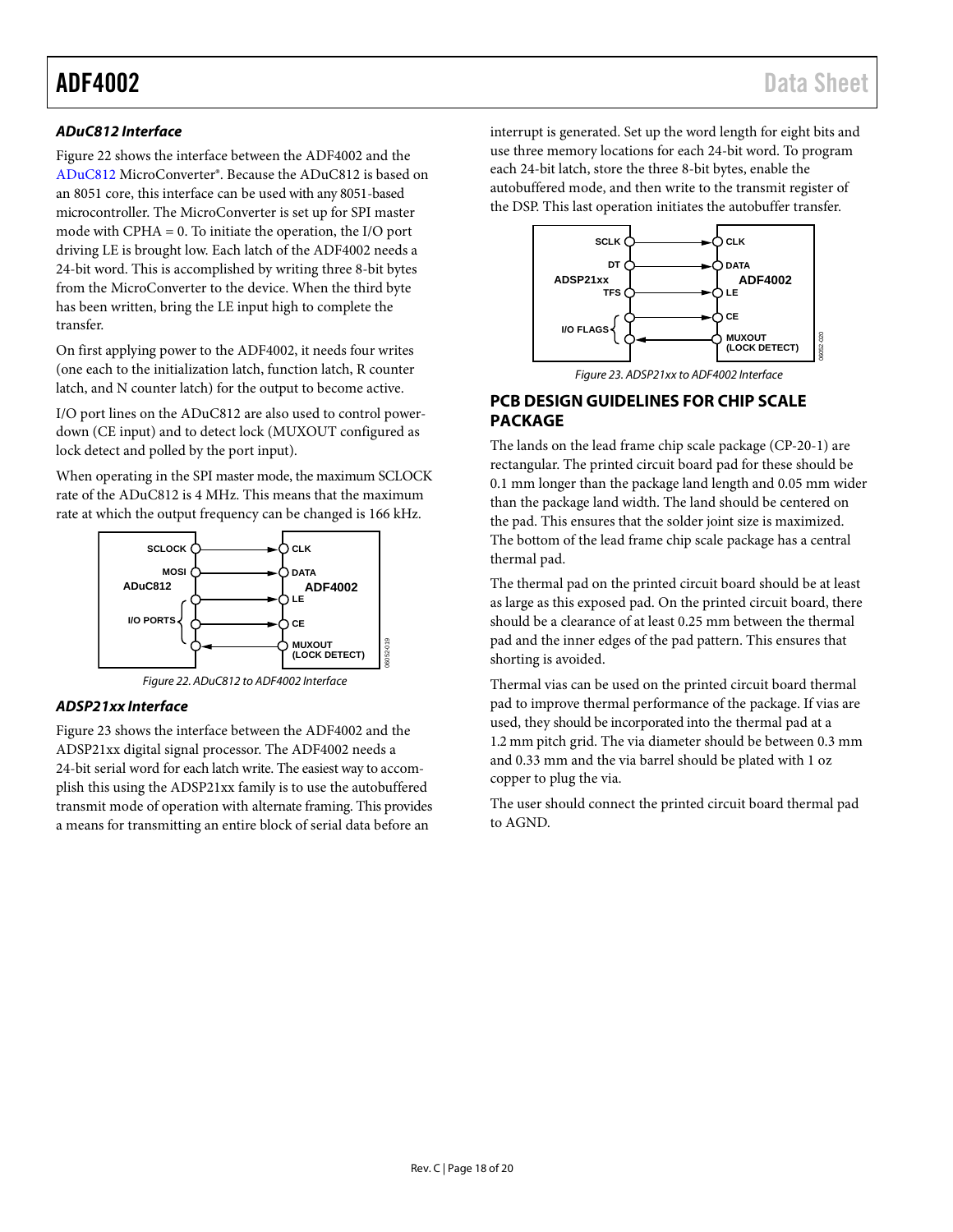### ADuC812 Interface

Figure 22 shows the interface between the ADF4002 and the ADuC812 MicroConverter®. Because the ADuC812 is based on an 8051 core, this interface can be used with any 8051-based microcontroller. The MicroConverter is set up for SPI master mode with CPHA = 0. To initiate the operation, the I/O port driving LE is brought low. Each latch of the ADF4002 needs a 24-bit word. This is accomplished by writing three 8-bit bytes from the MicroConverter to the device. When the third byte has been written, bring the LE input high to complete the transfer.

On first applying power to the ADF4002, it needs four writes (one each to the initialization latch, function latch, R counter latch, and N counter latch) for the output to become active.

I/O port lines on the ADuC812 are also used to control power-down (CE input) and to detect lock (MUXOUT configured as lock detect and polled by the port input).

When operating in the SPI master mode, the maximum SCLOCK rate of the ADuC812 is 4 MHz. This means that the maximum rate at which the output frequency can be changed is 166 kHz.

Figure 22. ADuC812 to ADF4002 Interface

### ADSP21xx Interface

Figure 23 shows the interface between the ADF4002 and the ADSP21xx digital signal processor. The ADF4002 needs a 24-bit serial word for each latch write. The easiest way to accomplish this using the ADSP21xx family is to use the autobuffered transmit mode of operation with alternate framing. This provides a means for transmitting an entire block of serial data before an interrupt is generated. Set up the word length for eight bits and use three memory locations for each 24-bit word. To program each 24-bit latch, store the three 8-bit bytes, enable the autobuffered mode, and then write to the transmit register of the DSP. This last operation initiates the autobuffer transfer.

Figure 23. ADSP21xx to ADF4002 Interface

## PCB DESIGN GUIDELINES FOR CHIP SCALE PACKAGE

The lands on the lead frame chip scale package (CP-20-1) are rectangular. The printed circuit board pad for these should be 0.1 mm longer than the package land length and 0.05 mm wider than the package land width. The land should be centered on the pad. This ensures that the solder joint size is maximized. The bottom of the lead frame chip scale package has a central thermal pad.

The thermal pad on the printed circuit board should be at least as large as this exposed pad. On the printed circuit board, there should be a clearance of at least 0.25 mm between the thermal pad and the inner edges of the pad pattern. This ensures that shorting is avoided.

Thermal vias can be used on the printed circuit board thermal pad to improve thermal performance of the package. If vias are used, they should be incorporated into the thermal pad at a 1.2 mm pitch grid. The via diameter should be between 0.3 mm and 0.33 mm and the via barrel should be plated with 1 oz copper to plug the via.

The user should connect the printed circuit board thermal pad to AGND.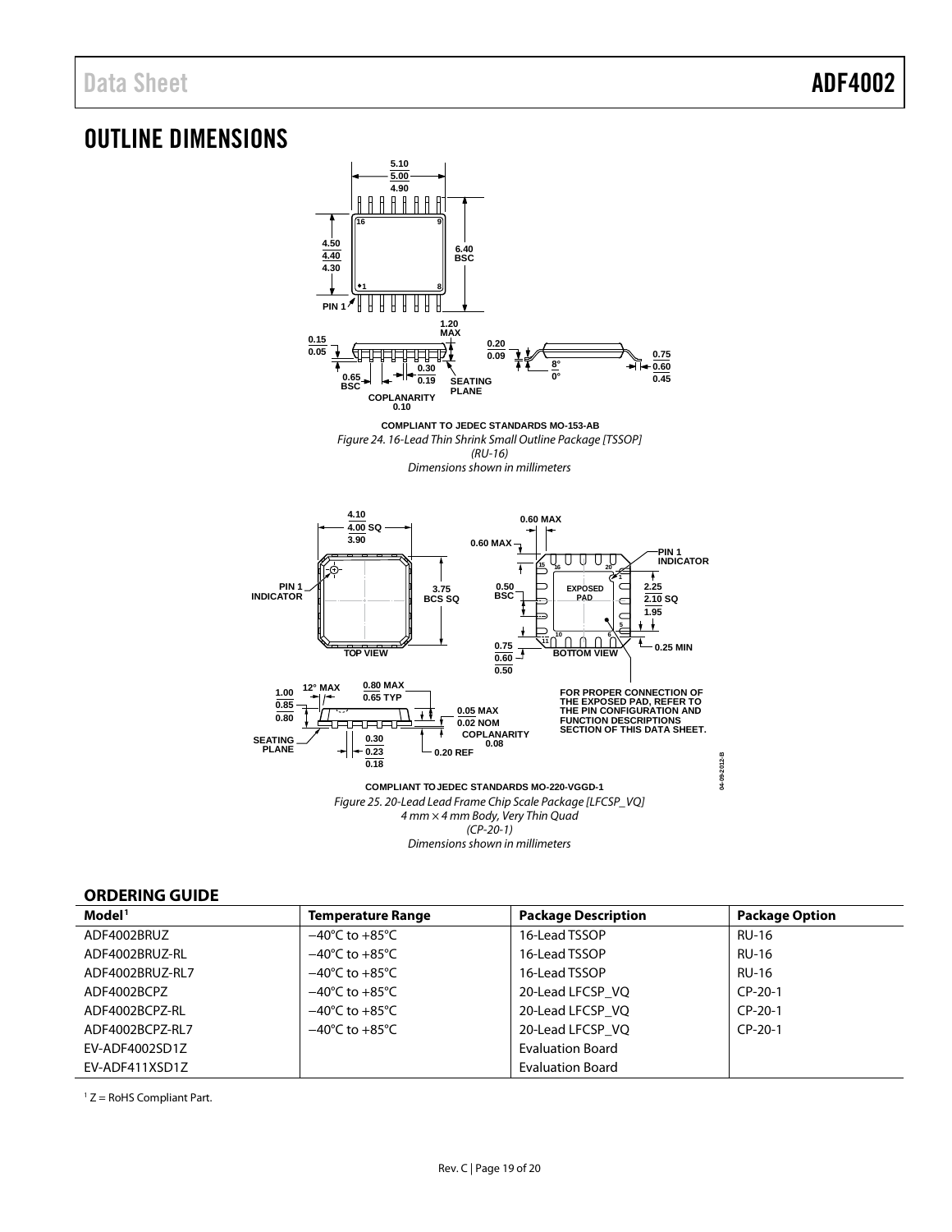# OUTLINE DIMENSIONS

COMPLIANT TO JEDEC STANDARDS MO-153-AB

*Figure 24. 16-Lead Thin Shrink Small Outline Package [TSSOP] (RU-16) Dimensions shown in millimeters*

COMPLIANT TO JEDEC STANDARDS MO-220-VGGD-1

*Figure 25. 20-Lead Lead Frame Chip Scale Package [LFCSP_VQ] 4 mm × 4 mm Body, Very Thin Quad (CP-20-1) Dimensions shown in millimeters*

## ORDERING GUIDE

| Model[1] | Temperature Range | Package Description | Package Option |
|---|---|---|---|
| ADF4002BRUZ | −40°C to +85°C | 16-Lead TSSOP | RU-16 |
| ADF4002BRUZ-RL | −40°C to +85°C | 16-Lead TSSOP | RU-16 |
| ADF4002BRUZ-RL7 | −40°C to +85°C | 16-Lead TSSOP | RU-16 |
| ADF4002BCPZ | −40°C to +85°C | 20-Lead LFCSP_VQ | CP-20-1 |
| ADF4002BCPZ-RL | −40°C to +85°C | 20-Lead LFCSP_VQ | CP-20-1 |
| ADF4002BCPZ-RL7 | −40°C to +85°C | 20-Lead LFCSP_VQ | CP-20-1 |
| EV-ADF4002SD1Z | | Evaluation Board | |
| EV-ADF411XSD1Z | | Evaluation Board | |

[1] Z = RoHS Compliant Part.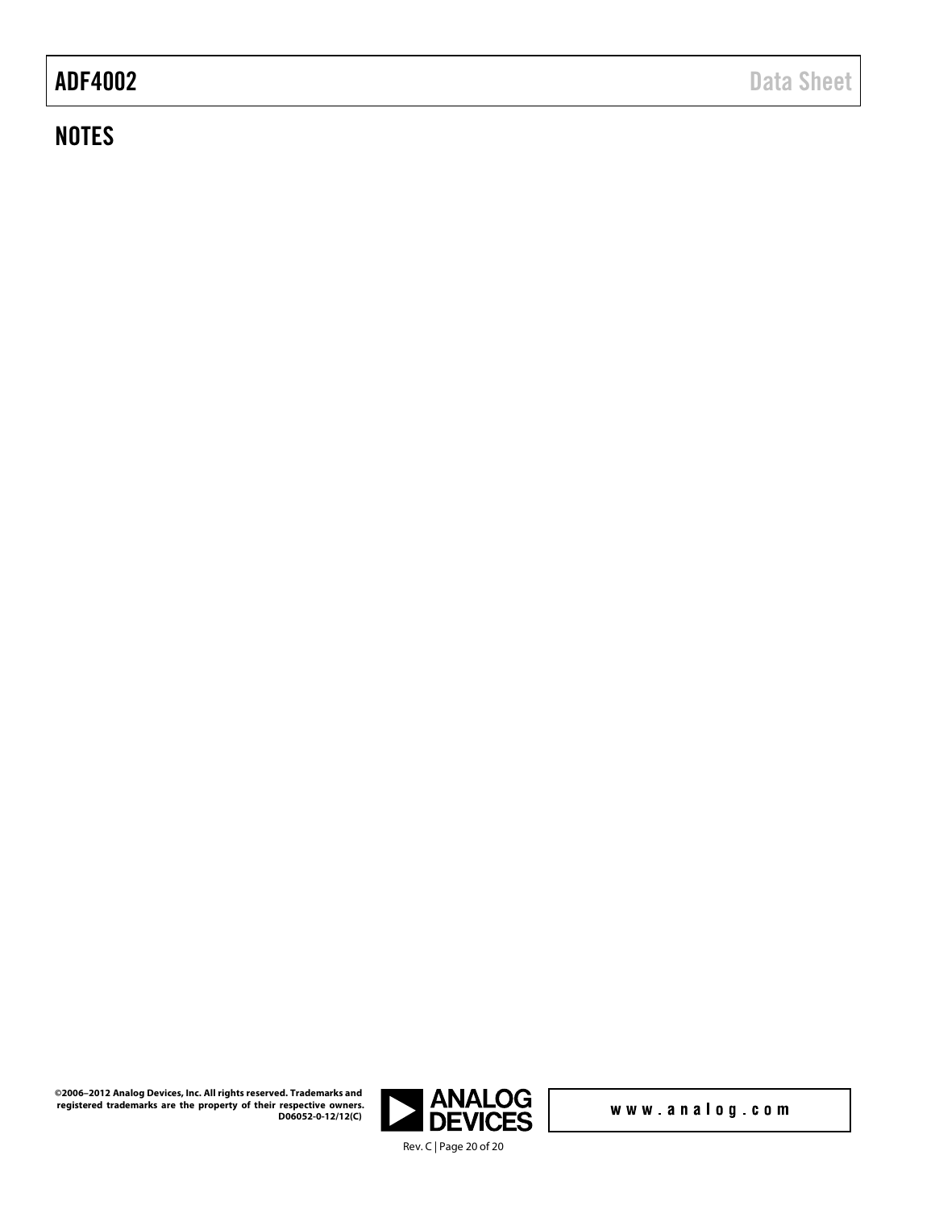## NOTES

©2006–2012 Analog Devices, Inc. All rights reserved. Trademarks and registered trademarks are the property of their respective owners. D06052-0-12/12(C)

www.analog.com